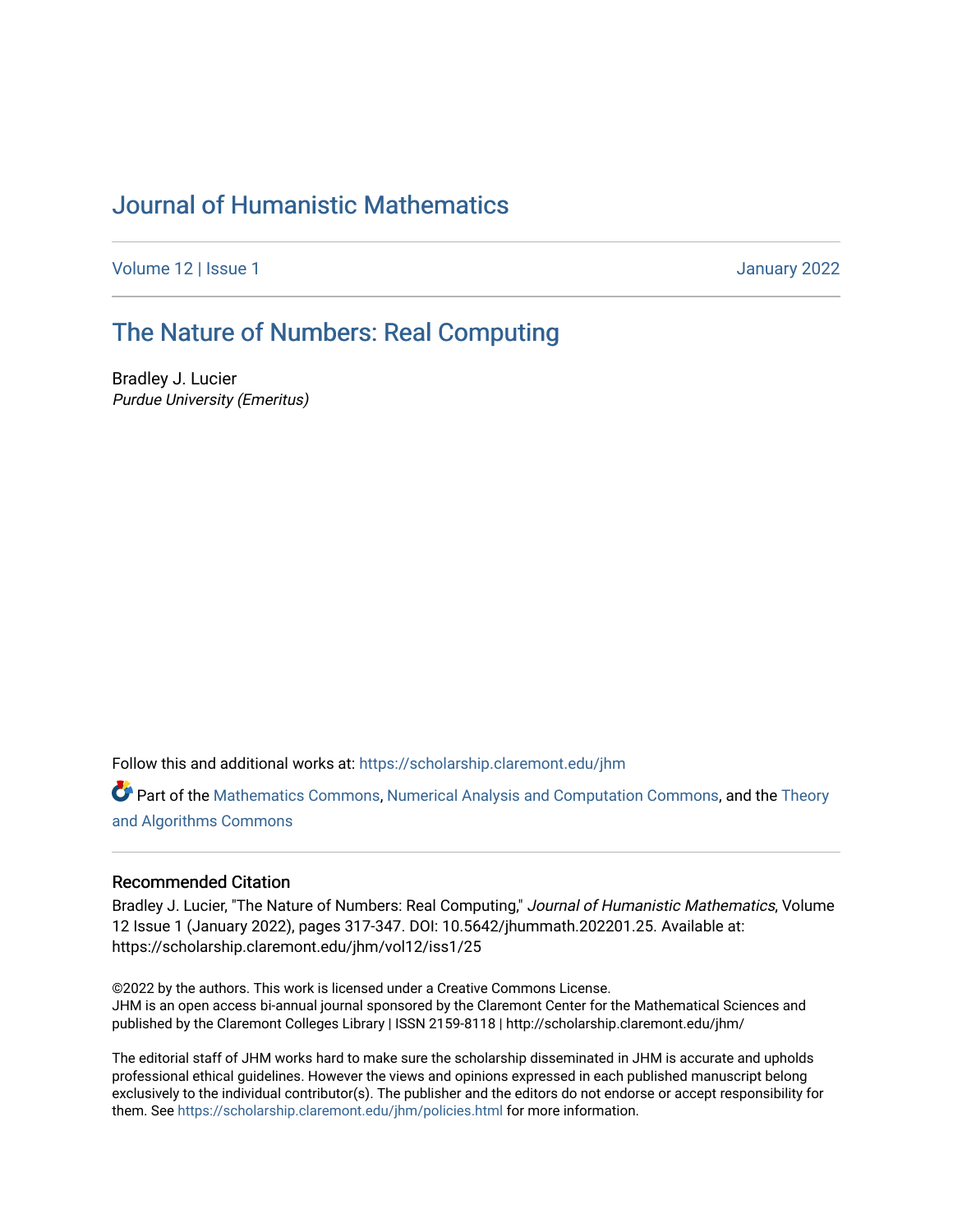# Journal of Humanistic Mathematics

Volume 12 | Issue 1 January 2022

## The Nature of Numbers: Real Computing

Bradley J. Lucier
*Purdue University (Emeritus)*

Follow this and additional works at: https://scholarship.claremont.edu/jhm

Part of the Mathematics Commons, Numerical Analysis and Computation Commons, and the Theory and Algorithms Commons

### Recommended Citation

Bradley J. Lucier, "The Nature of Numbers: Real Computing," *Journal of Humanistic Mathematics*, Volume 12 Issue 1 (January 2022), pages 317-347. DOI: 10.5642/jhummath.202201.25. Available at: https://scholarship.claremont.edu/jhm/vol12/iss1/25

©2022 by the authors. This work is licensed under a Creative Commons License.
JHM is an open access bi-annual journal sponsored by the Claremont Center for the Mathematical Sciences and published by the Claremont Colleges Library | ISSN 2159-8118 | http://scholarship.claremont.edu/jhm/

The editorial staff of JHM works hard to make sure the scholarship disseminated in JHM is accurate and upholds professional ethical guidelines. However the views and opinions expressed in each published manuscript belong exclusively to the individual contributor(s). The publisher and the editors do not endorse or accept responsibility for them. See https://scholarship.claremont.edu/jhm/policies.html for more information.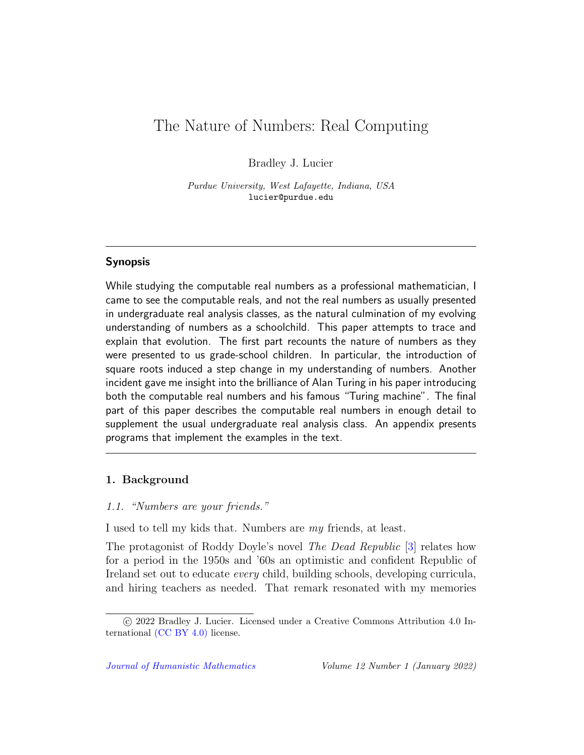# The Nature of Numbers: Real Computing

Bradley J. Lucier

*Purdue University, West Lafayette, Indiana, USA*
lucier@purdue.edu

---

## Synopsis

While studying the computable real numbers as a professional mathematician, I came to see the computable reals, and not the real numbers as usually presented in undergraduate real analysis classes, as the natural culmination of my evolving understanding of numbers as a schoolchild. This paper attempts to trace and explain that evolution. The first part recounts the nature of numbers as they were presented to us grade-school children. In particular, the introduction of square roots induced a step change in my understanding of numbers. Another incident gave me insight into the brilliance of Alan Turing in his paper introducing both the computable real numbers and his famous "Turing machine". The final part of this paper describes the computable real numbers in enough detail to supplement the usual undergraduate real analysis class. An appendix presents programs that implement the examples in the text.

---

## 1. Background

### 1.1. *"Numbers are your friends."*

I used to tell my kids that. Numbers are *my* friends, at least.

The protagonist of Roddy Doyle's novel *The Dead Republic* [3] relates how for a period in the 1950s and '60s an optimistic and confident Republic of Ireland set out to educate *every* child, building schools, developing curricula, and hiring teachers as needed. That remark resonated with my memories

---

© 2022 Bradley J. Lucier. Licensed under a Creative Commons Attribution 4.0 International (CC BY 4.0) license.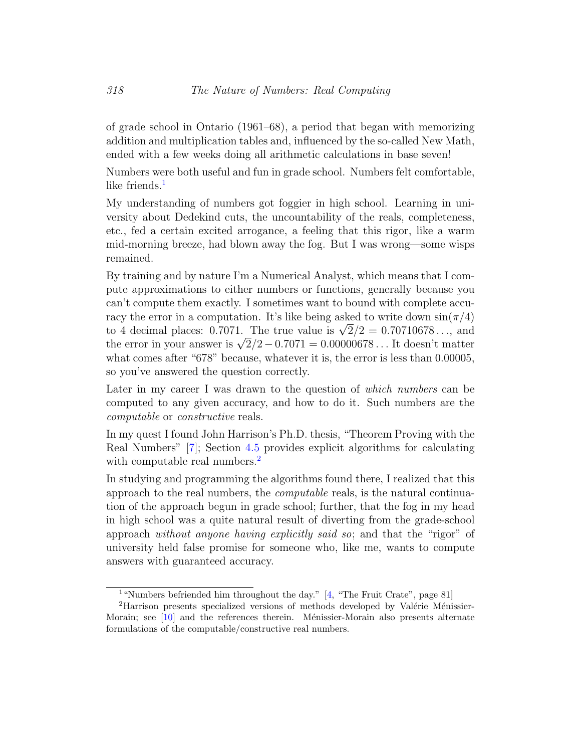of grade school in Ontario (1961–68), a period that began with memorizing addition and multiplication tables and, influenced by the so-called New Math, ended with a few weeks doing all arithmetic calculations in base seven!

Numbers were both useful and fun in grade school. Numbers felt comfortable, like friends.[1]

My understanding of numbers got foggier in high school. Learning in university about Dedekind cuts, the uncountability of the reals, completeness, etc., fed a certain excited arrogance, a feeling that this rigor, like a warm mid-morning breeze, had blown away the fog. But I was wrong—some wisps remained.

By training and by nature I'm a Numerical Analyst, which means that I compute approximations to either numbers or functions, generally because you can't compute them exactly. I sometimes want to bound with complete accuracy the error in a computation. It's like being asked to write down $\sin(\pi/4)$ to 4 decimal places: 0.7071. The true value is $\sqrt{2}/2 = 0.70710678\ldots$, and the error in your answer is $\sqrt{2}/2 - 0.7071 = 0.00000678\ldots$ It doesn't matter what comes after "678" because, whatever it is, the error is less than 0.00005, so you've answered the question correctly.

Later in my career I was drawn to the question of *which numbers* can be computed to any given accuracy, and how to do it. Such numbers are the *computable* or *constructive* reals.

In my quest I found John Harrison's Ph.D. thesis, "Theorem Proving with the Real Numbers" [7]; Section 4.5 provides explicit algorithms for calculating with computable real numbers.[2]

In studying and programming the algorithms found there, I realized that this approach to the real numbers, the *computable* reals, is the natural continuation of the approach begun in grade school; further, that the fog in my head in high school was a quite natural result of diverting from the grade-school approach *without anyone having explicitly said so*; and that the "rigor" of university held false promise for someone who, like me, wants to compute answers with guaranteed accuracy.

---

[1] "Numbers befriended him throughout the day." [4, "The Fruit Crate", page 81]

[2] Harrison presents specialized versions of methods developed by Valérie Ménissier-Morain; see [10] and the references therein. Ménissier-Morain also presents alternate formulations of the computable/constructive real numbers.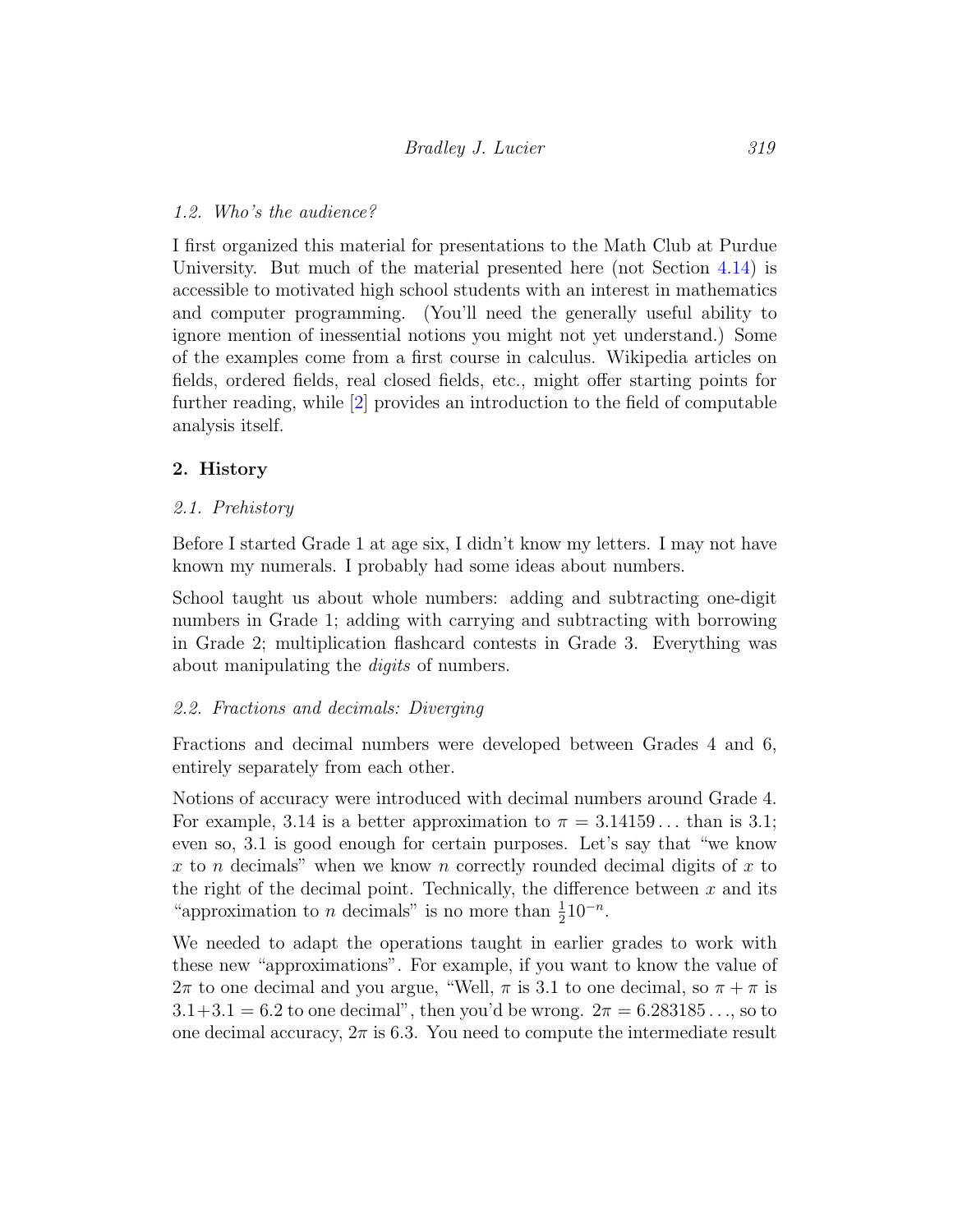### 1.2. Who's the audience?

I first organized this material for presentations to the Math Club at Purdue University. But much of the material presented here (not Section 4.14) is accessible to motivated high school students with an interest in mathematics and computer programming. (You'll need the generally useful ability to ignore mention of inessential notions you might not yet understand.) Some of the examples come from a first course in calculus. Wikipedia articles on fields, ordered fields, real closed fields, etc., might offer starting points for further reading, while [2] provides an introduction to the field of computable analysis itself.

## 2. History

### 2.1. Prehistory

Before I started Grade 1 at age six, I didn't know my letters. I may not have known my numerals. I probably had some ideas about numbers.

School taught us about whole numbers: adding and subtracting one-digit numbers in Grade 1; adding with carrying and subtracting with borrowing in Grade 2; multiplication flashcard contests in Grade 3. Everything was about manipulating the *digits* of numbers.

### 2.2. Fractions and decimals: Diverging

Fractions and decimal numbers were developed between Grades 4 and 6, entirely separately from each other.

Notions of accuracy were introduced with decimal numbers around Grade 4. For example, 3.14 is a better approximation to $\pi = 3.14159\ldots$ than is 3.1; even so, 3.1 is good enough for certain purposes. Let's say that "we know $x$ to $n$ decimals" when we know $n$ correctly rounded decimal digits of $x$ to the right of the decimal point. Technically, the difference between $x$ and its "approximation to $n$ decimals" is no more than $\frac{1}{2}10^{-n}$.

We needed to adapt the operations taught in earlier grades to work with these new "approximations". For example, if you want to know the value of $2\pi$ to one decimal and you argue, "Well, $\pi$ is 3.1 to one decimal, so $\pi + \pi$ is $3.1+3.1 = 6.2$ to one decimal", then you'd be wrong. $2\pi = 6.283185\ldots$, so to one decimal accuracy, $2\pi$ is 6.3. You need to compute the intermediate result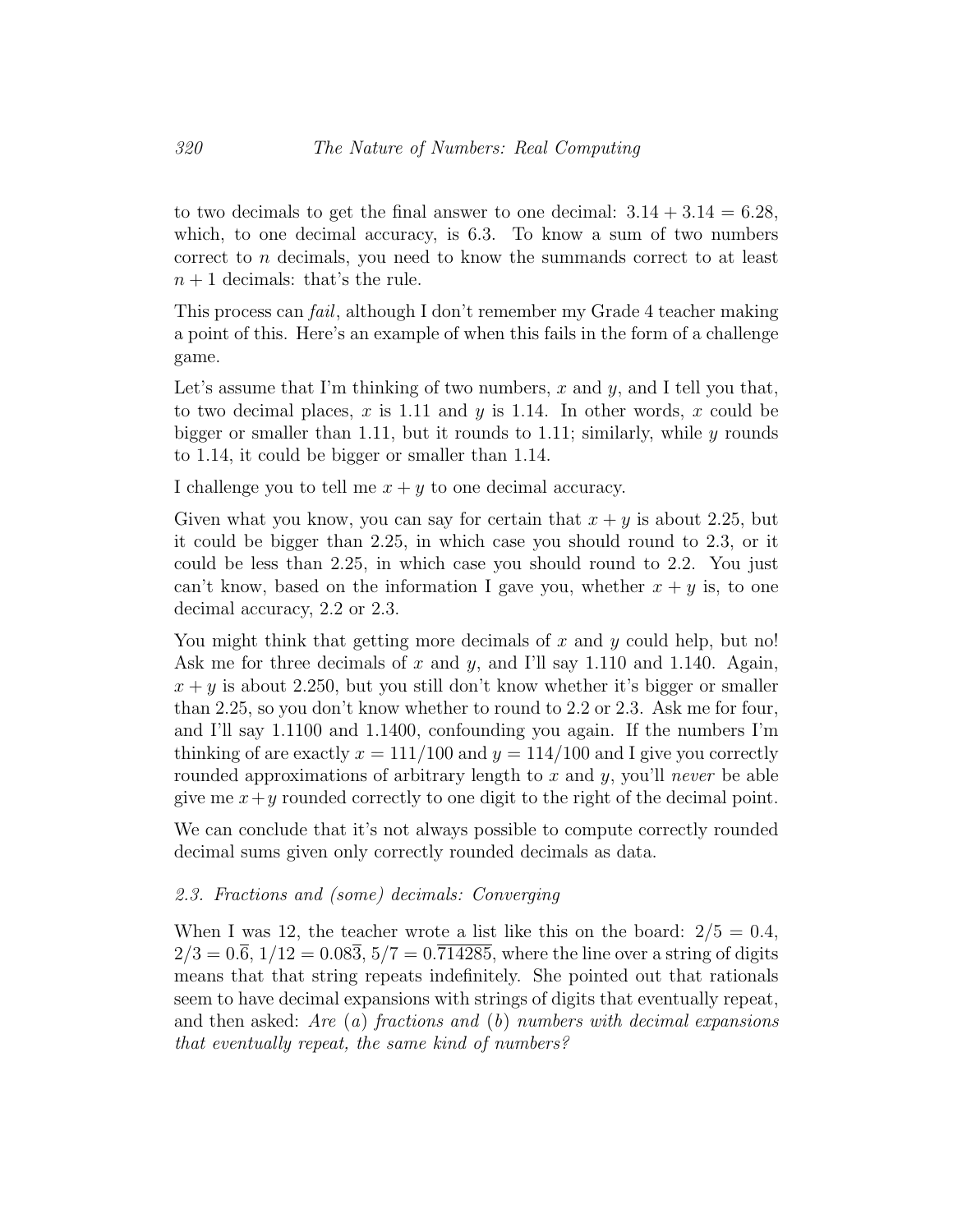to two decimals to get the final answer to one decimal: $3.14 + 3.14 = 6.28$, which, to one decimal accuracy, is 6.3. To know a sum of two numbers correct to $n$ decimals, you need to know the summands correct to at least $n + 1$ decimals: that's the rule.

This process can *fail*, although I don't remember my Grade 4 teacher making a point of this. Here's an example of when this fails in the form of a challenge game.

Let's assume that I'm thinking of two numbers, $x$ and $y$, and I tell you that, to two decimal places, $x$ is 1.11 and $y$ is 1.14. In other words, $x$ could be bigger or smaller than 1.11, but it rounds to 1.11; similarly, while $y$ rounds to 1.14, it could be bigger or smaller than 1.14.

I challenge you to tell me $x + y$ to one decimal accuracy.

Given what you know, you can say for certain that $x + y$ is about 2.25, but it could be bigger than 2.25, in which case you should round to 2.3, or it could be less than 2.25, in which case you should round to 2.2. You just can't know, based on the information I gave you, whether $x + y$ is, to one decimal accuracy, 2.2 or 2.3.

You might think that getting more decimals of $x$ and $y$ could help, but no! Ask me for three decimals of $x$ and $y$, and I'll say 1.110 and 1.140. Again, $x + y$ is about 2.250, but you still don't know whether it's bigger or smaller than 2.25, so you don't know whether to round to 2.2 or 2.3. Ask me for four, and I'll say 1.1100 and 1.1400, confounding you again. If the numbers I'm thinking of are exactly $x = 111/100$ and $y = 114/100$ and I give you correctly rounded approximations of arbitrary length to $x$ and $y$, you'll *never* be able give me $x+y$ rounded correctly to one digit to the right of the decimal point.

We can conclude that it's not always possible to compute correctly rounded decimal sums given only correctly rounded decimals as data.

### *2.3. Fractions and (some) decimals: Converging*

When I was 12, the teacher wrote a list like this on the board: $2/5 = 0.4$, $2/3 = 0.\overline{6}$, $1/12 = 0.08\overline{3}$, $5/7 = 0.\overline{714285}$, where the line over a string of digits means that that string repeats indefinitely. She pointed out that rationals seem to have decimal expansions with strings of digits that eventually repeat, and then asked: *Are (a) fractions and (b) numbers with decimal expansions that eventually repeat, the same kind of numbers?*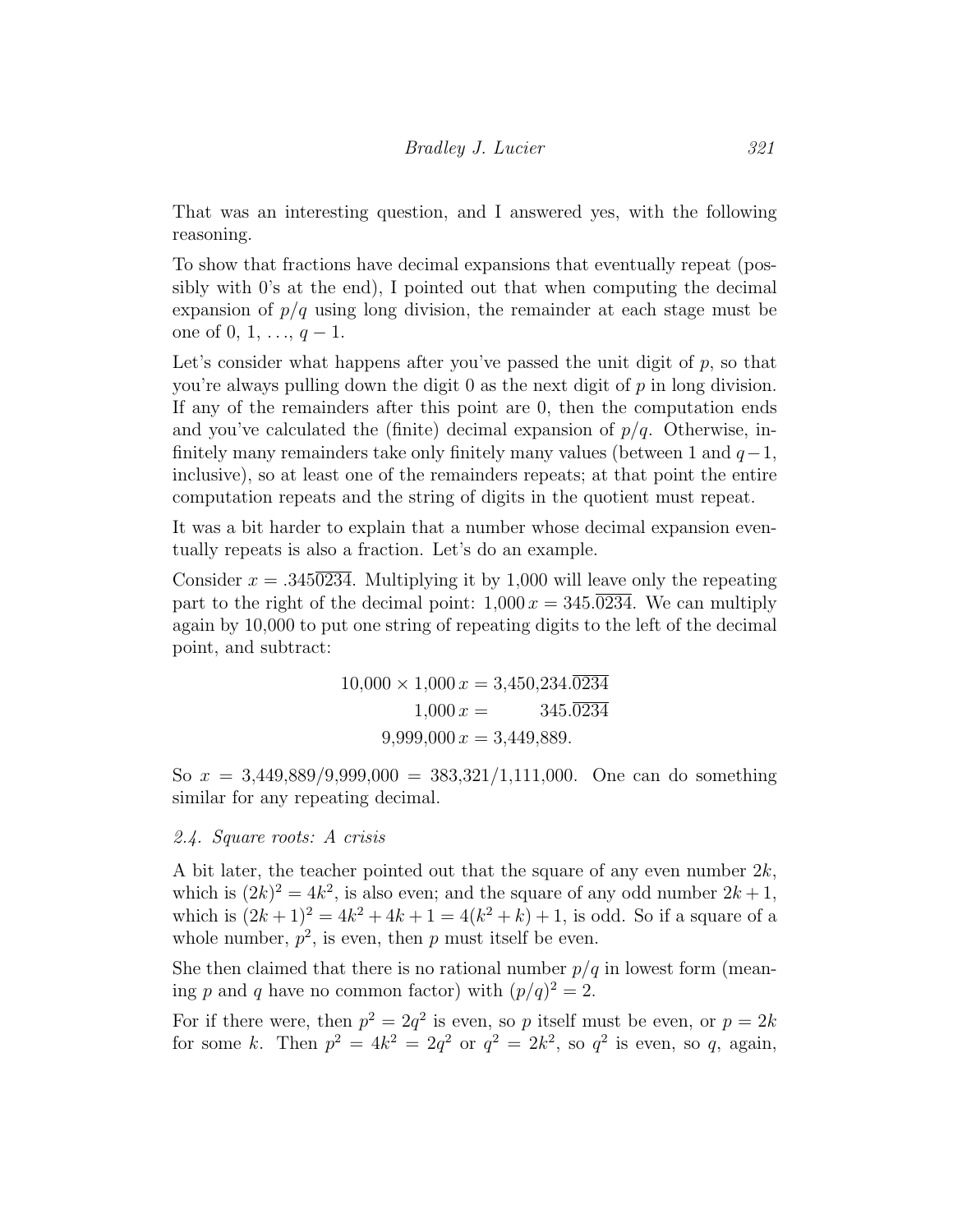That was an interesting question, and I answered yes, with the following reasoning.

To show that fractions have decimal expansions that eventually repeat (possibly with 0's at the end), I pointed out that when computing the decimal expansion of $p/q$ using long division, the remainder at each stage must be one of $0, 1, \ldots, q-1$.

Let's consider what happens after you've passed the unit digit of $p$, so that you're always pulling down the digit 0 as the next digit of $p$ in long division. If any of the remainders after this point are 0, then the computation ends and you've calculated the (finite) decimal expansion of $p/q$. Otherwise, infinitely many remainders take only finitely many values (between 1 and $q-1$, inclusive), so at least one of the remainders repeats; at that point the entire computation repeats and the string of digits in the quotient must repeat.

It was a bit harder to explain that a number whose decimal expansion eventually repeats is also a fraction. Let's do an example.

Consider $x = .345\overline{0234}$. Multiplying it by 1,000 will leave only the repeating part to the right of the decimal point: $1{,}000\,x = 345.\overline{0234}$. We can multiply again by 10,000 to put one string of repeating digits to the left of the decimal point, and subtract:

$$
\begin{aligned}
10{,}000 \times 1{,}000\,x &= 3{,}450{,}234.\overline{0234} \\
1{,}000\,x &= \phantom{3{,}450{,}}345.\overline{0234} \\
9{,}999{,}000\,x &= 3{,}449{,}889.
\end{aligned}
$$

So $x = 3{,}449{,}889/9{,}999{,}000 = 383{,}321/1{,}111{,}000$. One can do something similar for any repeating decimal.

### *2.4. Square roots: A crisis*

A bit later, the teacher pointed out that the square of any even number $2k$, which is $(2k)^2 = 4k^2$, is also even; and the square of any odd number $2k+1$, which is $(2k+1)^2 = 4k^2 + 4k + 1 = 4(k^2+k) + 1$, is odd. So if a square of a whole number, $p^2$, is even, then $p$ must itself be even.

She then claimed that there is no rational number $p/q$ in lowest form (meaning $p$ and $q$ have no common factor) with $(p/q)^2 = 2$.

For if there were, then $p^2 = 2q^2$ is even, so $p$ itself must be even, or $p = 2k$ for some $k$. Then $p^2 = 4k^2 = 2q^2$ or $q^2 = 2k^2$, so $q^2$ is even, so $q$, again,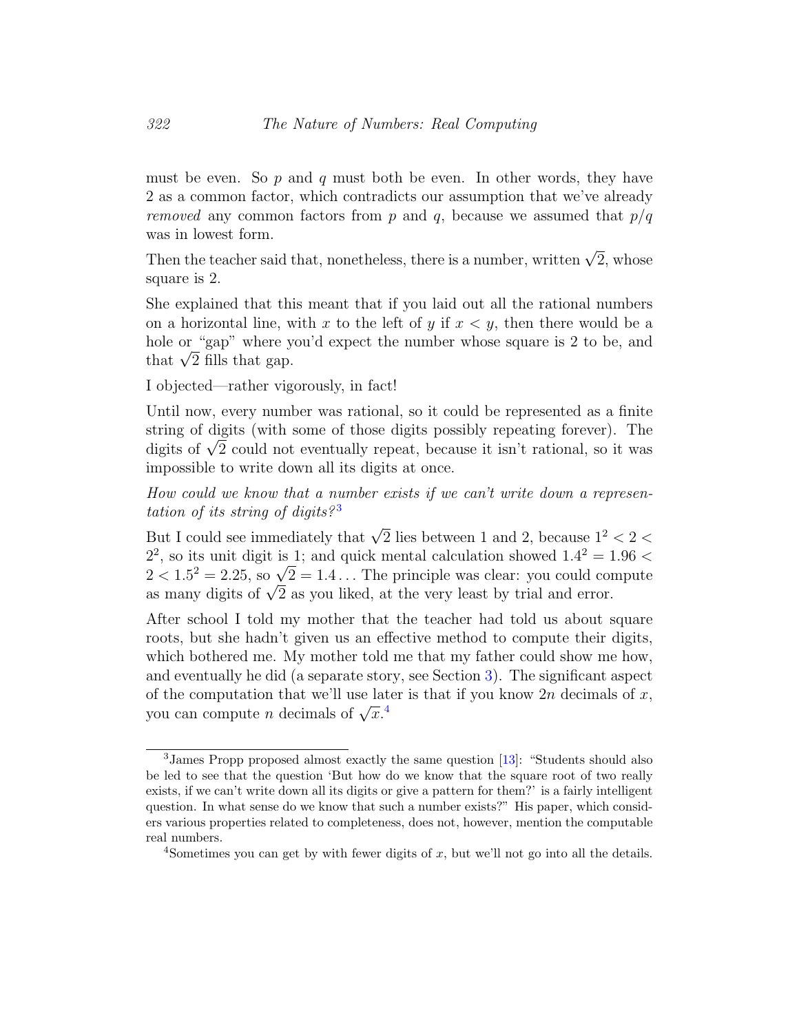must be even. So $p$ and $q$ must both be even. In other words, they have 2 as a common factor, which contradicts our assumption that we've already *removed* any common factors from $p$ and $q$, because we assumed that $p/q$ was in lowest form.

Then the teacher said that, nonetheless, there is a number, written $\sqrt{2}$, whose square is 2.

She explained that this meant that if you laid out all the rational numbers on a horizontal line, with $x$ to the left of $y$ if $x < y$, then there would be a hole or "gap" where you'd expect the number whose square is 2 to be, and that $\sqrt{2}$ fills that gap.

I objected—rather vigorously, in fact!

Until now, every number was rational, so it could be represented as a finite string of digits (with some of those digits possibly repeating forever). The digits of $\sqrt{2}$ could not eventually repeat, because it isn't rational, so it was impossible to write down all its digits at once.

*How could we know that a number exists if we can't write down a representation of its string of digits?*[3]

But I could see immediately that $\sqrt{2}$ lies between 1 and 2, because $1^2 < 2 < 2^2$, so its unit digit is 1; and quick mental calculation showed $1.4^2 = 1.96 < 2 < 1.5^2 = 2.25$, so $\sqrt{2} = 1.4\ldots$ The principle was clear: you could compute as many digits of $\sqrt{2}$ as you liked, at the very least by trial and error.

After school I told my mother that the teacher had told us about square roots, but she hadn't given us an effective method to compute their digits, which bothered me. My mother told me that my father could show me how, and eventually he did (a separate story, see Section 3). The significant aspect of the computation that we'll use later is that if you know $2n$ decimals of $x$, you can compute $n$ decimals of $\sqrt{x}$.[4]

---

[3] James Propp proposed almost exactly the same question [13]: "Students should also be led to see that the question 'But how do we know that the square root of two really exists, if we can't write down all its digits or give a pattern for them?' is a fairly intelligent question. In what sense do we know that such a number exists?" His paper, which considers various properties related to completeness, does not, however, mention the computable real numbers.

[4] Sometimes you can get by with fewer digits of $x$, but we'll not go into all the details.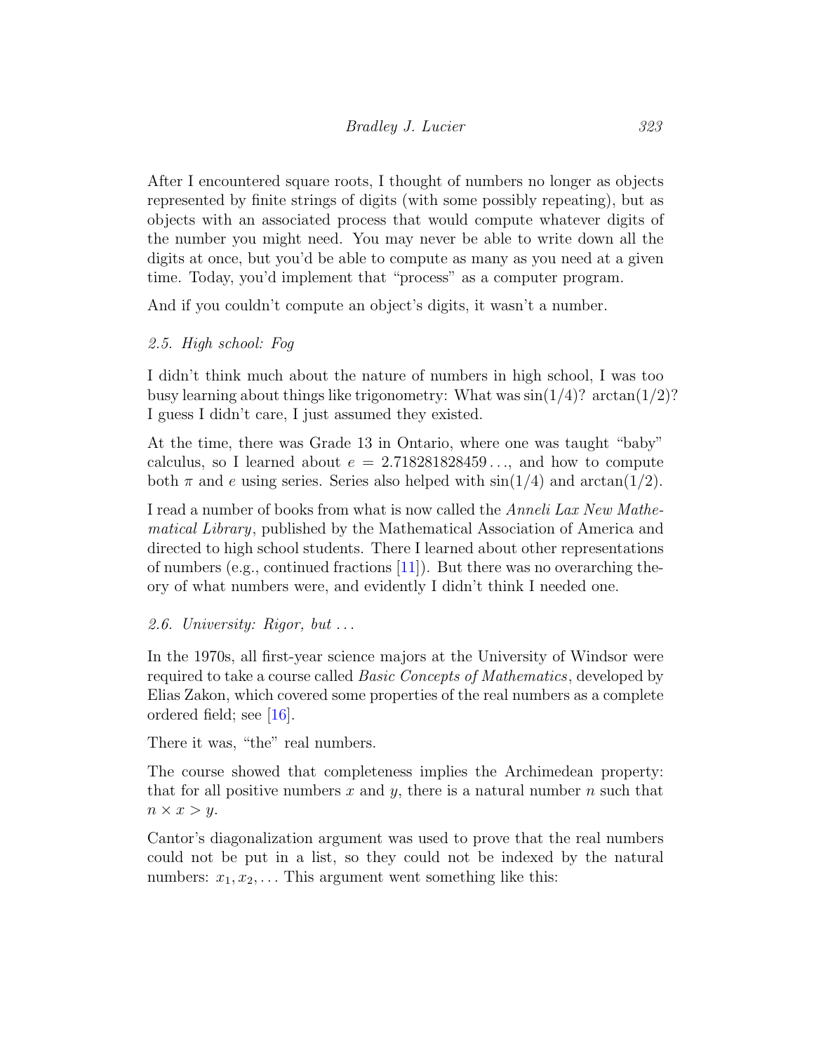After I encountered square roots, I thought of numbers no longer as objects represented by finite strings of digits (with some possibly repeating), but as objects with an associated process that would compute whatever digits of the number you might need. You may never be able to write down all the digits at once, but you'd be able to compute as many as you need at a given time. Today, you'd implement that "process" as a computer program.

And if you couldn't compute an object's digits, it wasn't a number.

### *2.5. High school: Fog*

I didn't think much about the nature of numbers in high school, I was too busy learning about things like trigonometry: What was $\sin(1/4)$? $\arctan(1/2)$? I guess I didn't care, I just assumed they existed.

At the time, there was Grade 13 in Ontario, where one was taught "baby" calculus, so I learned about $e = 2.718281828459\ldots$, and how to compute both $\pi$ and $e$ using series. Series also helped with $\sin(1/4)$ and $\arctan(1/2)$.

I read a number of books from what is now called the *Anneli Lax New Mathematical Library*, published by the Mathematical Association of America and directed to high school students. There I learned about other representations of numbers (e.g., continued fractions [11]). But there was no overarching theory of what numbers were, and evidently I didn't think I needed one.

### *2.6. University: Rigor, but ...*

In the 1970s, all first-year science majors at the University of Windsor were required to take a course called *Basic Concepts of Mathematics*, developed by Elias Zakon, which covered some properties of the real numbers as a complete ordered field; see [16].

There it was, "the" real numbers.

The course showed that completeness implies the Archimedean property: that for all positive numbers $x$ and $y$, there is a natural number $n$ such that $n \times x > y$.

Cantor's diagonalization argument was used to prove that the real numbers could not be put in a list, so they could not be indexed by the natural numbers: $x_1, x_2, \ldots$ This argument went something like this: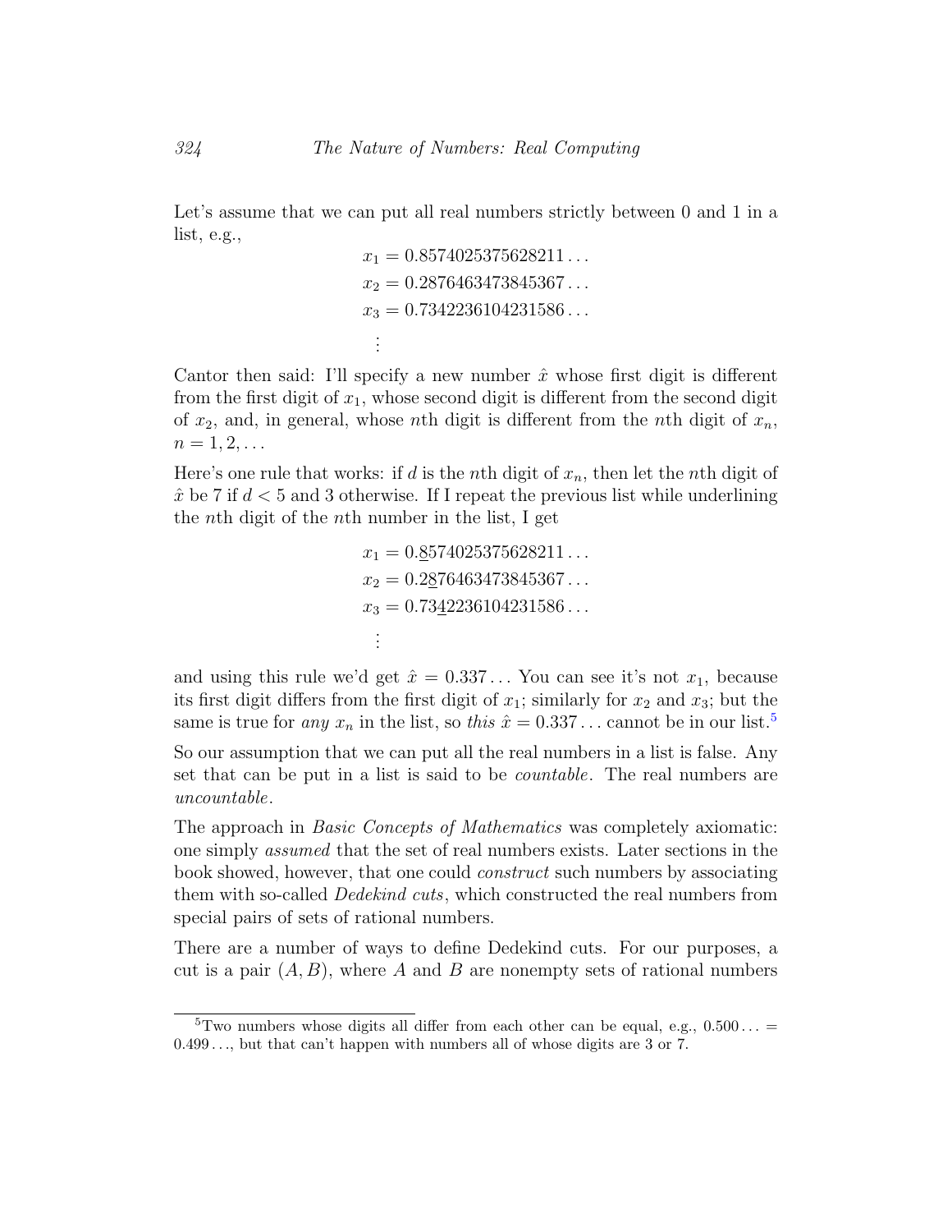Let's assume that we can put all real numbers strictly between 0 and 1 in a list, e.g.,

$$x_1 = 0.8574025375628211\ldots$$
$$x_2 = 0.2876463473845367\ldots$$
$$x_3 = 0.7342236104231586\ldots$$
$$\vdots$$

Cantor then said: I'll specify a new number $\hat{x}$ whose first digit is different from the first digit of $x_1$, whose second digit is different from the second digit of $x_2$, and, in general, whose $n$th digit is different from the $n$th digit of $x_n$, $n = 1, 2, \ldots$

Here's one rule that works: if $d$ is the $n$th digit of $x_n$, then let the $n$th digit of $\hat{x}$ be 7 if $d < 5$ and 3 otherwise. If I repeat the previous list while underlining the $n$th digit of the $n$th number in the list, I get

$$x_1 = 0.\underline{8}574025375628211\ldots$$
$$x_2 = 0.2\underline{8}76463473845367\ldots$$
$$x_3 = 0.73\underline{4}2236104231586\ldots$$
$$\vdots$$

and using this rule we'd get $\hat{x} = 0.337\ldots$ You can see it's not $x_1$, because its first digit differs from the first digit of $x_1$; similarly for $x_2$ and $x_3$; but the same is true for *any* $x_n$ in the list, so *this* $\hat{x} = 0.337\ldots$ cannot be in our list.[5]

So our assumption that we can put all the real numbers in a list is false. Any set that can be put in a list is said to be *countable*. The real numbers are *uncountable*.

The approach in *Basic Concepts of Mathematics* was completely axiomatic: one simply *assumed* that the set of real numbers exists. Later sections in the book showed, however, that one could *construct* such numbers by associating them with so-called *Dedekind cuts*, which constructed the real numbers from special pairs of sets of rational numbers.

There are a number of ways to define Dedekind cuts. For our purposes, a cut is a pair $(A, B)$, where $A$ and $B$ are nonempty sets of rational numbers

---

[5] Two numbers whose digits all differ from each other can be equal, e.g., $0.500\ldots = 0.499\ldots$, but that can't happen with numbers all of whose digits are 3 or 7.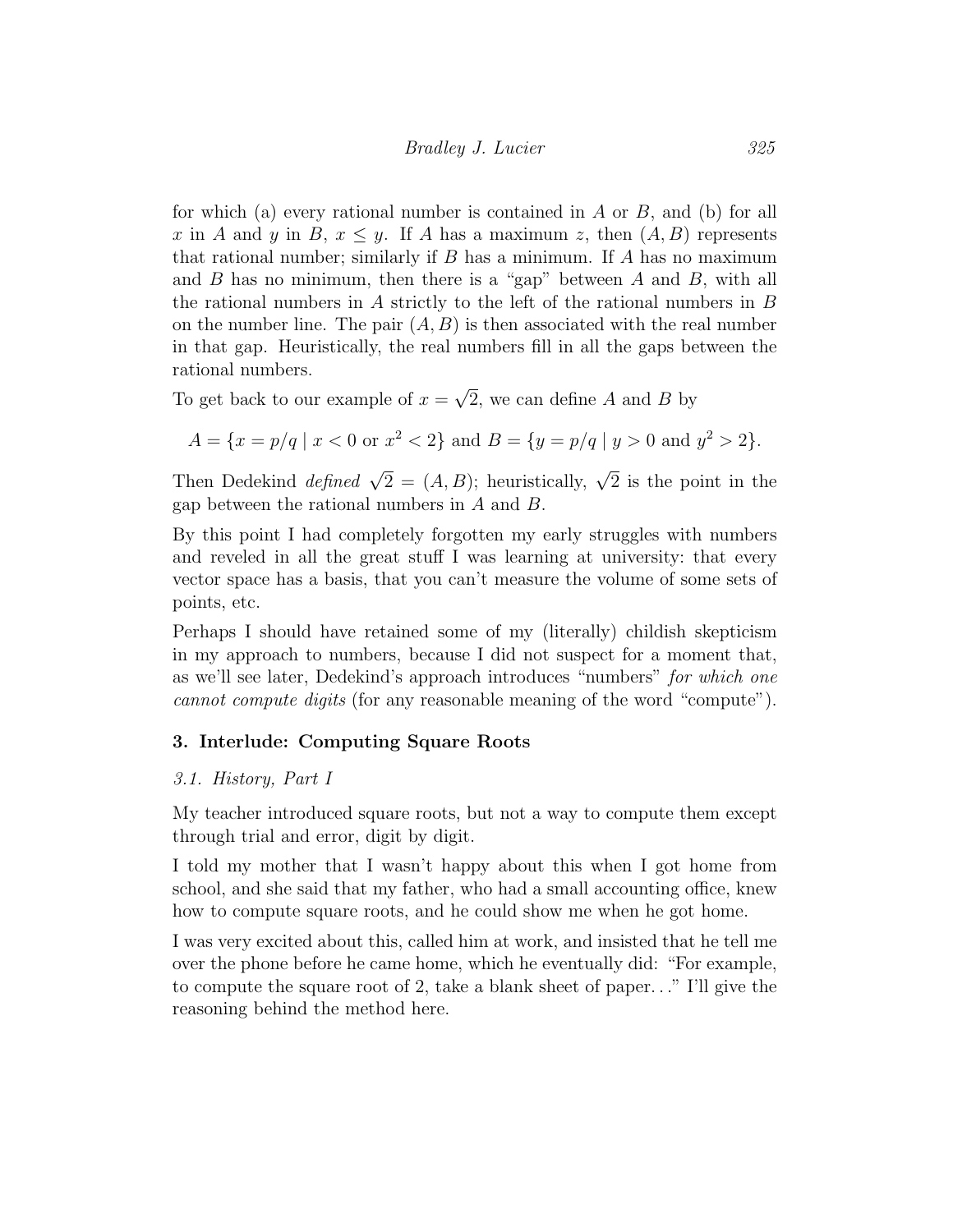for which (a) every rational number is contained in $A$ or $B$, and (b) for all $x$ in $A$ and $y$ in $B$, $x \leq y$. If $A$ has a maximum $z$, then $(A, B)$ represents that rational number; similarly if $B$ has a minimum. If $A$ has no maximum and $B$ has no minimum, then there is a "gap" between $A$ and $B$, with all the rational numbers in $A$ strictly to the left of the rational numbers in $B$ on the number line. The pair $(A, B)$ is then associated with the real number in that gap. Heuristically, the real numbers fill in all the gaps between the rational numbers.

To get back to our example of $x = \sqrt{2}$, we can define $A$ and $B$ by

$$A = \{x = p/q \mid x < 0 \text{ or } x^2 < 2\} \text{ and } B = \{y = p/q \mid y > 0 \text{ and } y^2 > 2\}.$$

Then Dedekind *defined* $\sqrt{2} = (A, B)$; heuristically, $\sqrt{2}$ is the point in the gap between the rational numbers in $A$ and $B$.

By this point I had completely forgotten my early struggles with numbers and reveled in all the great stuff I was learning at university: that every vector space has a basis, that you can't measure the volume of some sets of points, etc.

Perhaps I should have retained some of my (literally) childish skepticism in my approach to numbers, because I did not suspect for a moment that, as we'll see later, Dedekind's approach introduces "numbers" *for which one cannot compute digits* (for any reasonable meaning of the word "compute").

## 3. Interlude: Computing Square Roots

### *3.1. History, Part I*

My teacher introduced square roots, but not a way to compute them except through trial and error, digit by digit.

I told my mother that I wasn't happy about this when I got home from school, and she said that my father, who had a small accounting office, knew how to compute square roots, and he could show me when he got home.

I was very excited about this, called him at work, and insisted that he tell me over the phone before he came home, which he eventually did: "For example, to compute the square root of 2, take a blank sheet of paper..." I'll give the reasoning behind the method here.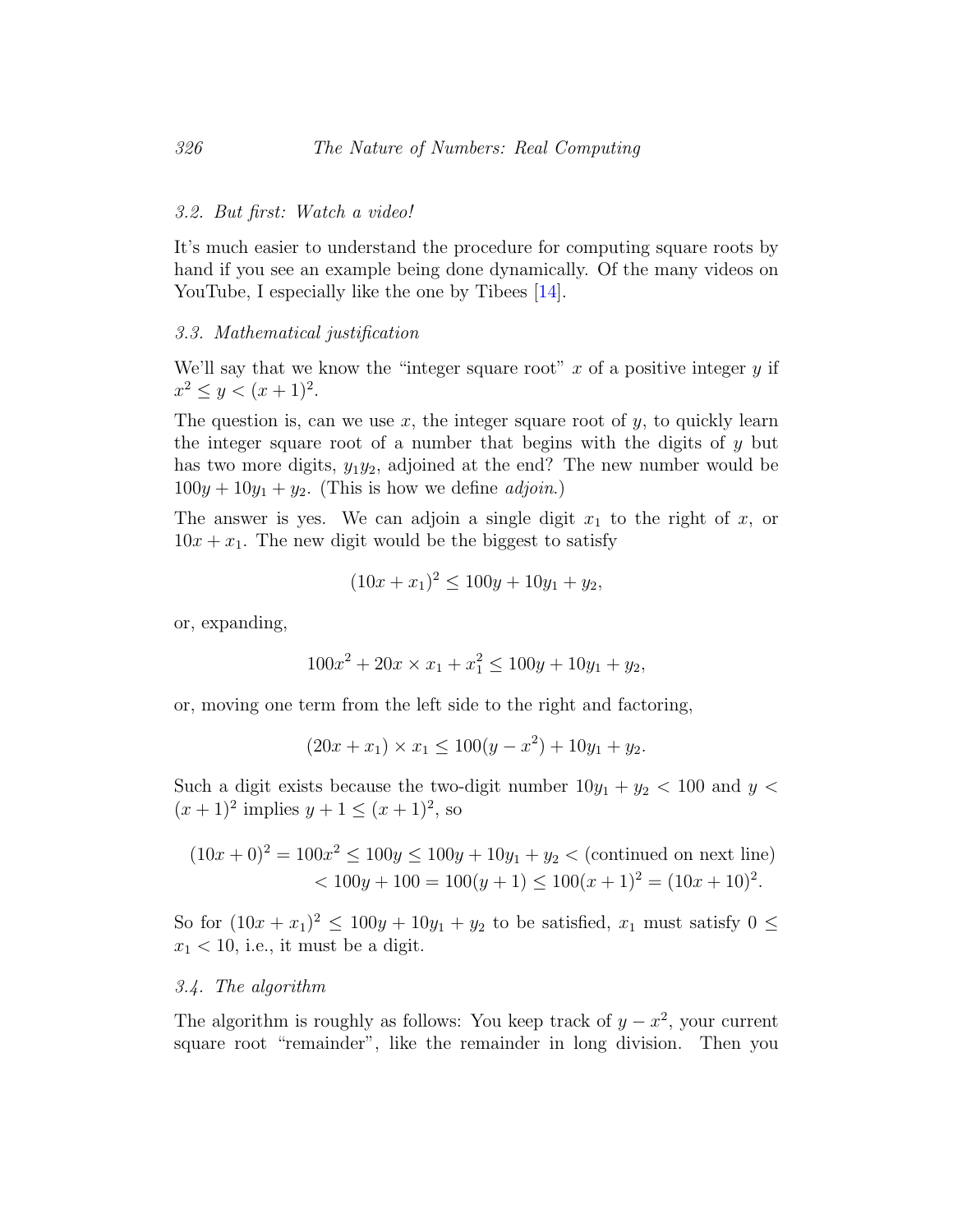### 3.2. *But first: Watch a video!*

It's much easier to understand the procedure for computing square roots by hand if you see an example being done dynamically. Of the many videos on YouTube, I especially like the one by Tibees [14].

### 3.3. *Mathematical justification*

We'll say that we know the "integer square root" $x$ of a positive integer $y$ if $x^2 \leq y < (x+1)^2$.

The question is, can we use $x$, the integer square root of $y$, to quickly learn the integer square root of a number that begins with the digits of $y$ but has two more digits, $y_1 y_2$, adjoined at the end? The new number would be $100y + 10y_1 + y_2$. (This is how we define *adjoin*.)

The answer is yes. We can adjoin a single digit $x_1$ to the right of $x$, or $10x + x_1$. The new digit would be the biggest to satisfy

$$(10x + x_1)^2 \leq 100y + 10y_1 + y_2,$$

or, expanding,

$$100x^2 + 20x \times x_1 + x_1^2 \leq 100y + 10y_1 + y_2,$$

or, moving one term from the left side to the right and factoring,

$$(20x + x_1) \times x_1 \leq 100(y - x^2) + 10y_1 + y_2.$$

Such a digit exists because the two-digit number $10y_1 + y_2 < 100$ and $y < (x+1)^2$ implies $y + 1 \leq (x+1)^2$, so

$$\begin{aligned}(10x + 0)^2 = 100x^2 \leq 100y \leq 100y + 10y_1 + y_2 < \text{(continued on next line)} \\ < 100y + 100 = 100(y+1) \leq 100(x+1)^2 = (10x + 10)^2.\end{aligned}$$

So for $(10x + x_1)^2 \leq 100y + 10y_1 + y_2$ to be satisfied, $x_1$ must satisfy $0 \leq x_1 < 10$, i.e., it must be a digit.

### 3.4. *The algorithm*

The algorithm is roughly as follows: You keep track of $y - x^2$, your current square root "remainder", like the remainder in long division. Then you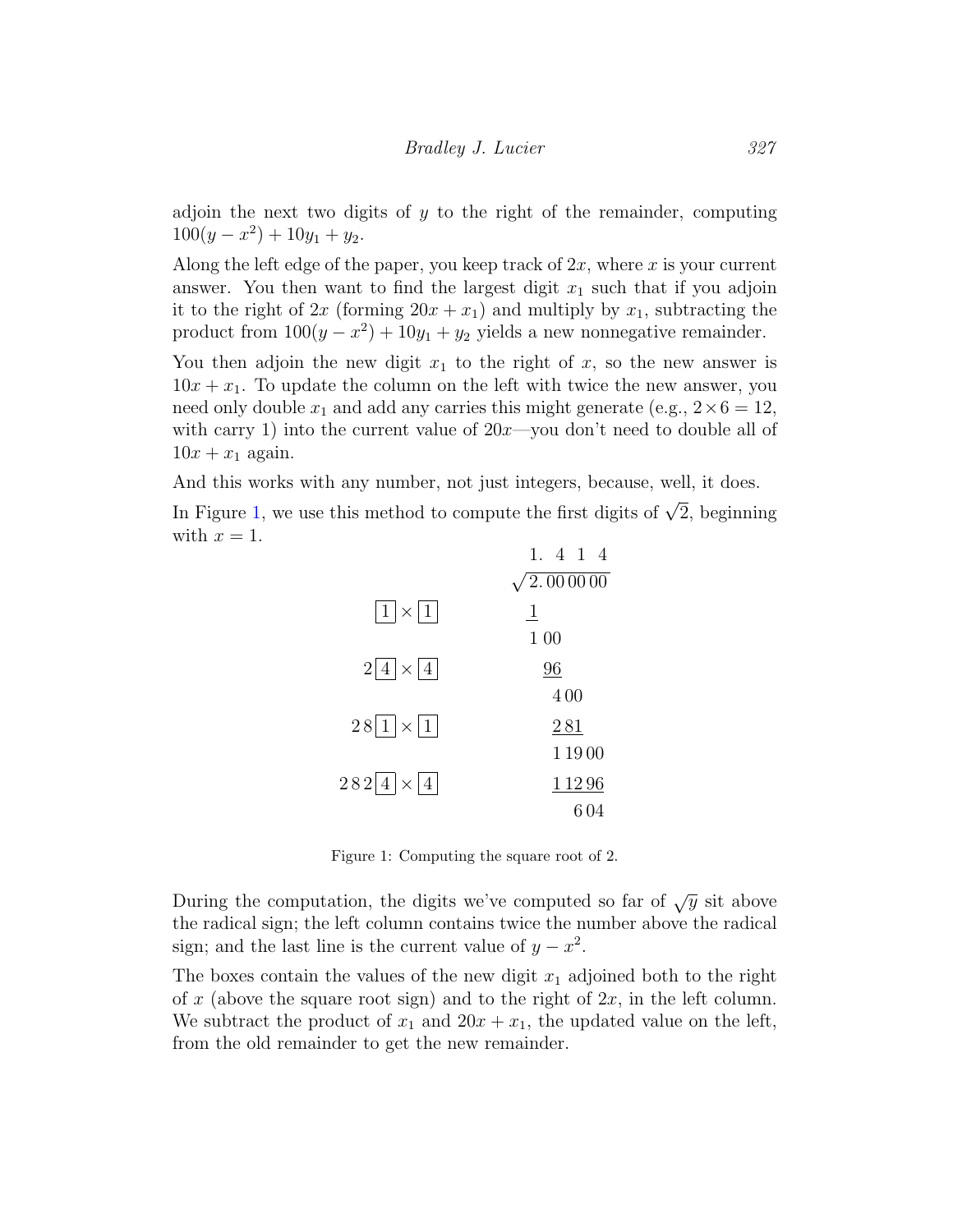adjoin the next two digits of $y$ to the right of the remainder, computing $100(y - x^2) + 10y_1 + y_2$.

Along the left edge of the paper, you keep track of $2x$, where $x$ is your current answer. You then want to find the largest digit $x_1$ such that if you adjoin it to the right of $2x$ (forming $20x + x_1$) and multiply by $x_1$, subtracting the product from $100(y - x^2) + 10y_1 + y_2$ yields a new nonnegative remainder.

You then adjoin the new digit $x_1$ to the right of $x$, so the new answer is $10x + x_1$. To update the column on the left with twice the new answer, you need only double $x_1$ and add any carries this might generate (e.g., $2 \times 6 = 12$, with carry 1) into the current value of $20x$—you don't need to double all of $10x + x_1$ again.

And this works with any number, not just integers, because, well, it does.

In Figure 1, we use this method to compute the first digits of $\sqrt{2}$, beginning with $x = 1$.

$$
\begin{array}{rr}
 & 1.\;\;4\;\;1\;\;4 \\
 & \sqrt{2.\,00\,00\,00} \\
\boxed{1} \times \boxed{1} & \underline{1} \\
 & 1\,00 \\
2\,\boxed{4} \times \boxed{4} & \underline{96} \\
 & 4\,00 \\
2\,8\,\boxed{1} \times \boxed{1} & \underline{2\,81} \\
 & 1\,19\,00 \\
2\,8\,2\,\boxed{4} \times \boxed{4} & \underline{1\,12\,96} \\
 & 6\,04
\end{array}
$$

Figure 1: Computing the square root of 2.

During the computation, the digits we've computed so far of $\sqrt{y}$ sit above the radical sign; the left column contains twice the number above the radical sign; and the last line is the current value of $y - x^2$.

The boxes contain the values of the new digit $x_1$ adjoined both to the right of $x$ (above the square root sign) and to the right of $2x$, in the left column. We subtract the product of $x_1$ and $20x + x_1$, the updated value on the left, from the old remainder to get the new remainder.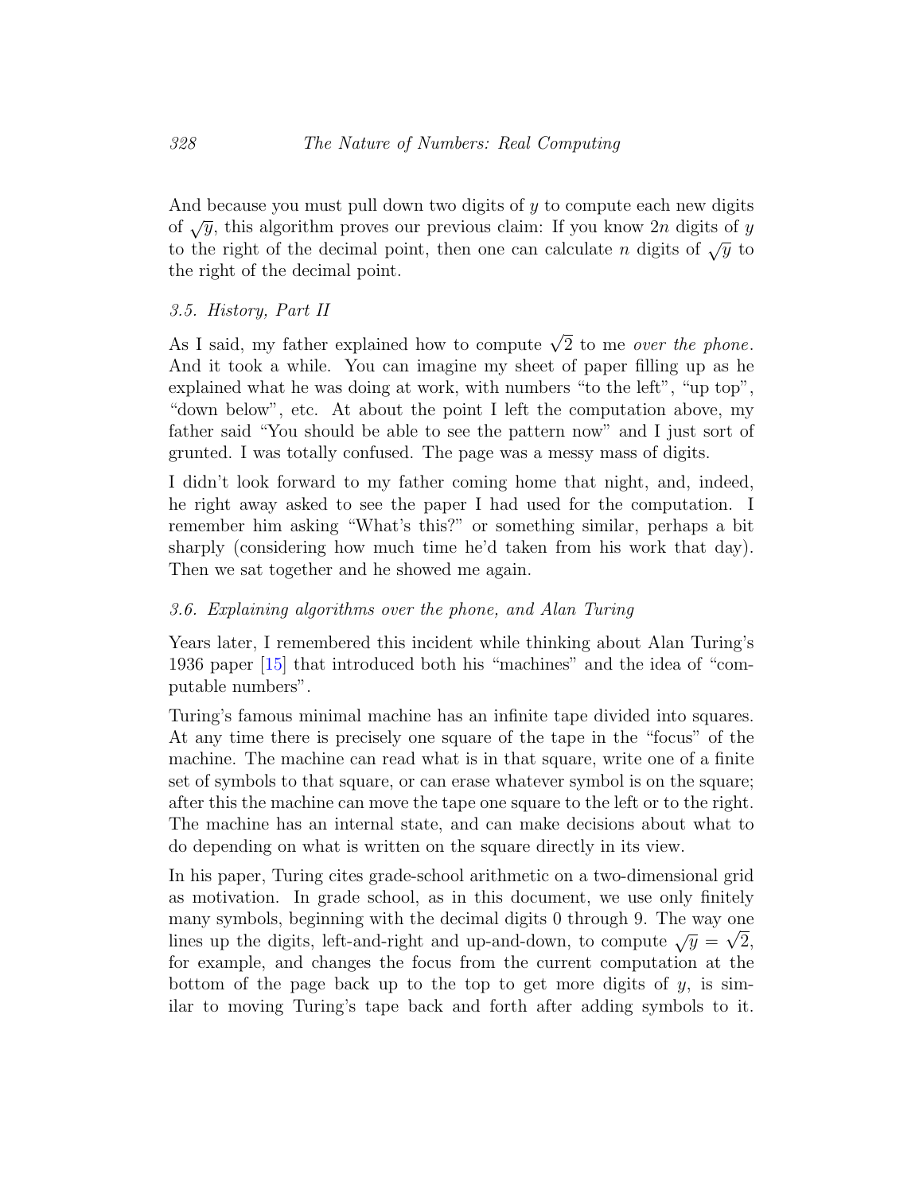And because you must pull down two digits of $y$ to compute each new digits of $\sqrt{y}$, this algorithm proves our previous claim: If you know $2n$ digits of $y$ to the right of the decimal point, then one can calculate $n$ digits of $\sqrt{y}$ to the right of the decimal point.

### *3.5. History, Part II*

As I said, my father explained how to compute $\sqrt{2}$ to me *over the phone*. And it took a while. You can imagine my sheet of paper filling up as he explained what he was doing at work, with numbers "to the left", "up top", "down below", etc. At about the point I left the computation above, my father said "You should be able to see the pattern now" and I just sort of grunted. I was totally confused. The page was a messy mass of digits.

I didn't look forward to my father coming home that night, and, indeed, he right away asked to see the paper I had used for the computation. I remember him asking "What's this?" or something similar, perhaps a bit sharply (considering how much time he'd taken from his work that day). Then we sat together and he showed me again.

### *3.6. Explaining algorithms over the phone, and Alan Turing*

Years later, I remembered this incident while thinking about Alan Turing's 1936 paper [15] that introduced both his "machines" and the idea of "computable numbers".

Turing's famous minimal machine has an infinite tape divided into squares. At any time there is precisely one square of the tape in the "focus" of the machine. The machine can read what is in that square, write one of a finite set of symbols to that square, or can erase whatever symbol is on the square; after this the machine can move the tape one square to the left or to the right. The machine has an internal state, and can make decisions about what to do depending on what is written on the square directly in its view.

In his paper, Turing cites grade-school arithmetic on a two-dimensional grid as motivation. In grade school, as in this document, we use only finitely many symbols, beginning with the decimal digits 0 through 9. The way one lines up the digits, left-and-right and up-and-down, to compute $\sqrt{y} = \sqrt{2}$, for example, and changes the focus from the current computation at the bottom of the page back up to the top to get more digits of $y$, is similar to moving Turing's tape back and forth after adding symbols to it.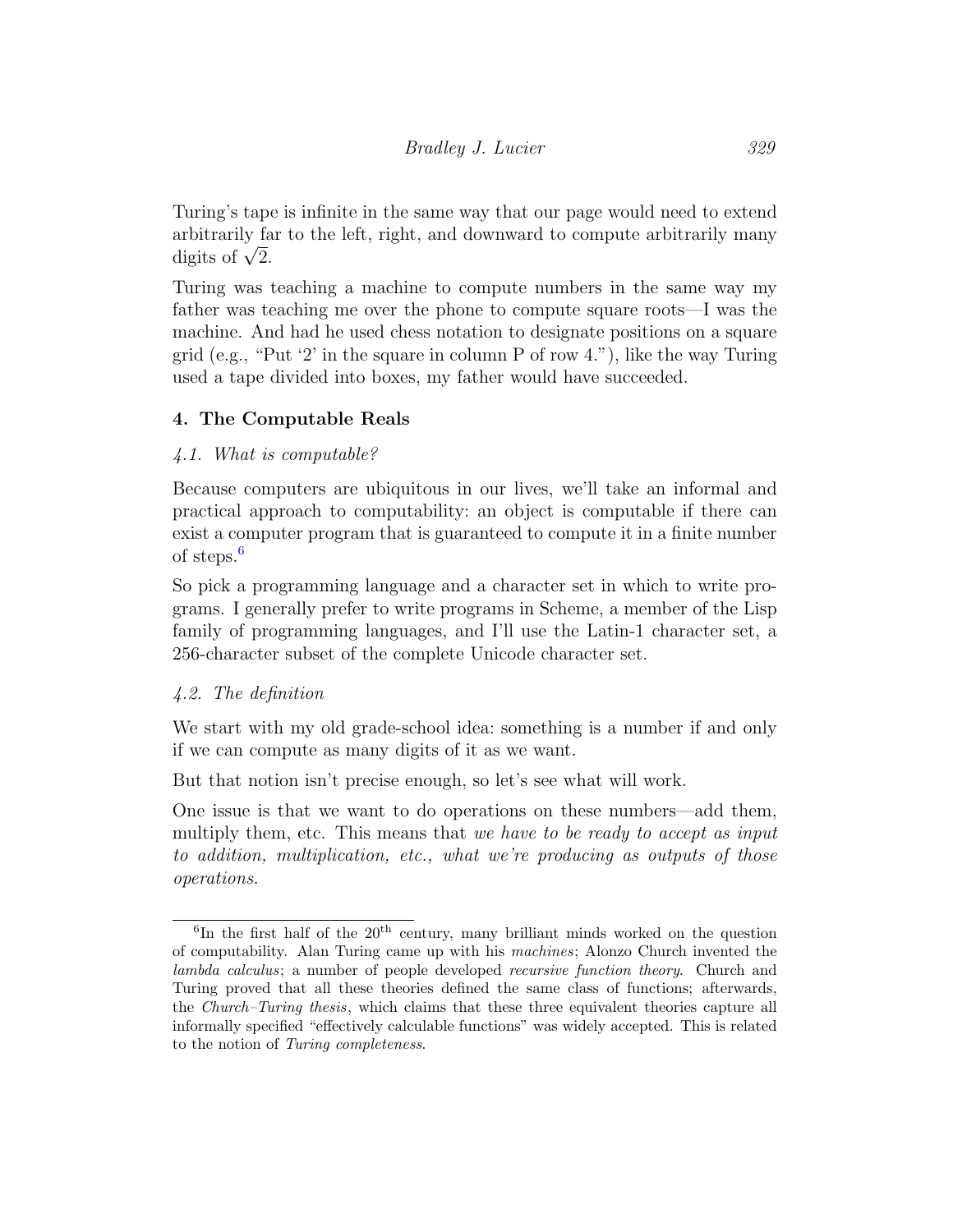Turing's tape is infinite in the same way that our page would need to extend arbitrarily far to the left, right, and downward to compute arbitrarily many digits of $\sqrt{2}$.

Turing was teaching a machine to compute numbers in the same way my father was teaching me over the phone to compute square roots—I was the machine. And had he used chess notation to designate positions on a square grid (e.g., "Put '2' in the square in column P of row 4."), like the way Turing used a tape divided into boxes, my father would have succeeded.

## 4. The Computable Reals

### *4.1. What is computable?*

Because computers are ubiquitous in our lives, we'll take an informal and practical approach to computability: an object is computable if there can exist a computer program that is guaranteed to compute it in a finite number of steps.[6]

So pick a programming language and a character set in which to write programs. I generally prefer to write programs in Scheme, a member of the Lisp family of programming languages, and I'll use the Latin-1 character set, a 256-character subset of the complete Unicode character set.

### *4.2. The definition*

We start with my old grade-school idea: something is a number if and only if we can compute as many digits of it as we want.

But that notion isn't precise enough, so let's see what will work.

One issue is that we want to do operations on these numbers—add them, multiply them, etc. This means that *we have to be ready to accept as input to addition, multiplication, etc., what we're producing as outputs of those operations.*

---

[6] In the first half of the 20th century, many brilliant minds worked on the question of computability. Alan Turing came up with his *machines*; Alonzo Church invented the *lambda calculus*; a number of people developed *recursive function theory*. Church and Turing proved that all these theories defined the same class of functions; afterwards, the *Church–Turing thesis*, which claims that these three equivalent theories capture all informally specified "effectively calculable functions" was widely accepted. This is related to the notion of *Turing completeness*.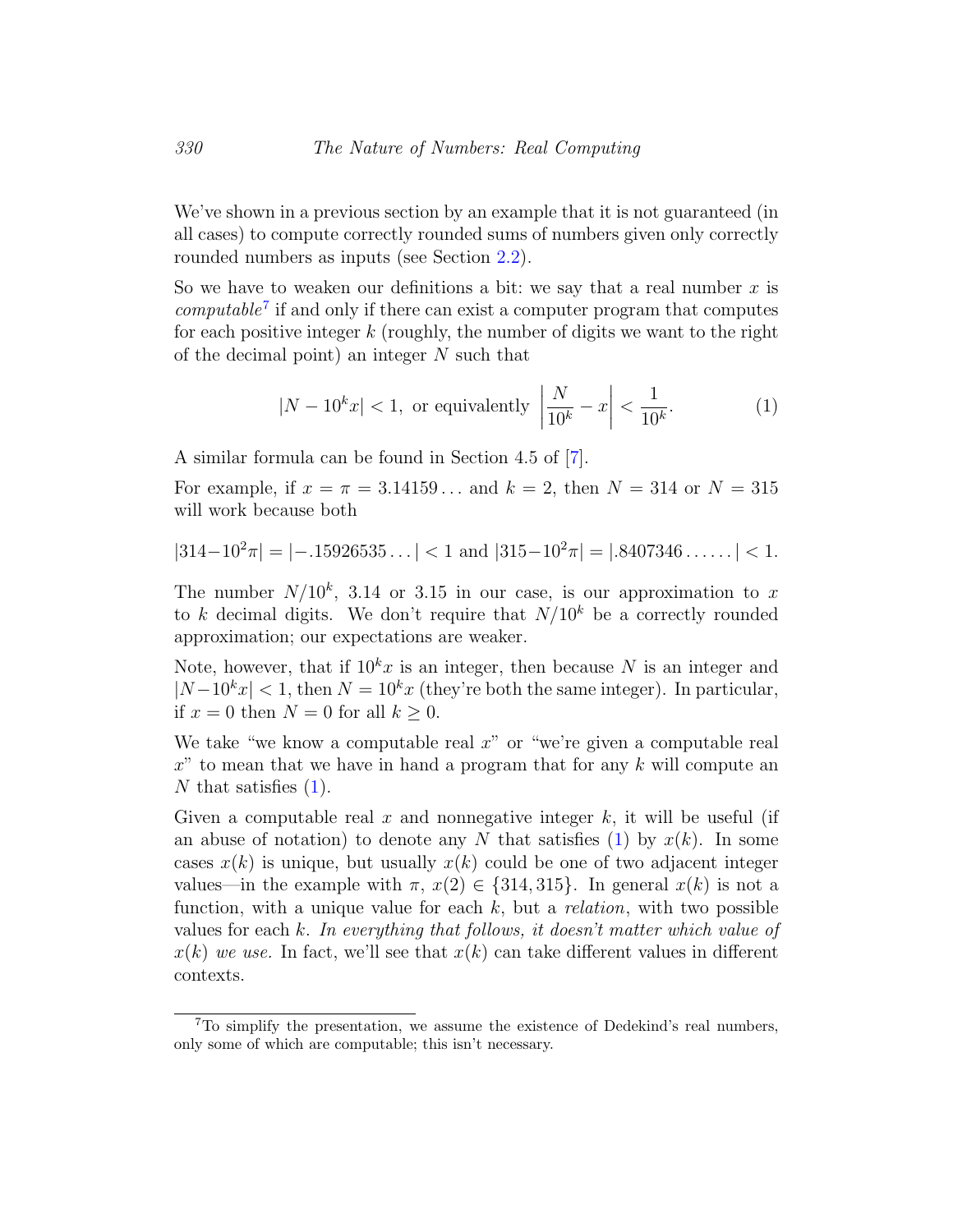We've shown in a previous section by an example that it is not guaranteed (in all cases) to compute correctly rounded sums of numbers given only correctly rounded numbers as inputs (see Section 2.2).

So we have to weaken our definitions a bit: we say that a real number $x$ is *computable*[7] if and only if there can exist a computer program that computes for each positive integer $k$ (roughly, the number of digits we want to the right of the decimal point) an integer $N$ such that

$$|N - 10^k x| < 1, \text{ or equivalently } \left|\frac{N}{10^k} - x\right| < \frac{1}{10^k}. \tag{1}$$

A similar formula can be found in Section 4.5 of [7].

For example, if $x = \pi = 3.14159\ldots$ and $k = 2$, then $N = 314$ or $N = 315$ will work because both

$$|314 - 10^2\pi| = |-.15926535\ldots| < 1 \text{ and } |315 - 10^2\pi| = |.8407346\ldots\ldots| < 1.$$

The number $N/10^k$, 3.14 or 3.15 in our case, is our approximation to $x$ to $k$ decimal digits. We don't require that $N/10^k$ be a correctly rounded approximation; our expectations are weaker.

Note, however, that if $10^k x$ is an integer, then because $N$ is an integer and $|N - 10^k x| < 1$, then $N = 10^k x$ (they're both the same integer). In particular, if $x = 0$ then $N = 0$ for all $k \geq 0$.

We take "we know a computable real $x$" or "we're given a computable real $x$" to mean that we have in hand a program that for any $k$ will compute an $N$ that satisfies (1).

Given a computable real $x$ and nonnegative integer $k$, it will be useful (if an abuse of notation) to denote any $N$ that satisfies (1) by $x(k)$. In some cases $x(k)$ is unique, but usually $x(k)$ could be one of two adjacent integer values—in the example with $\pi$, $x(2) \in \{314, 315\}$. In general $x(k)$ is not a function, with a unique value for each $k$, but a *relation*, with two possible values for each $k$. *In everything that follows, it doesn't matter which value of $x(k)$ we use.* In fact, we'll see that $x(k)$ can take different values in different contexts.

[7] To simplify the presentation, we assume the existence of Dedekind's real numbers, only some of which are computable; this isn't necessary.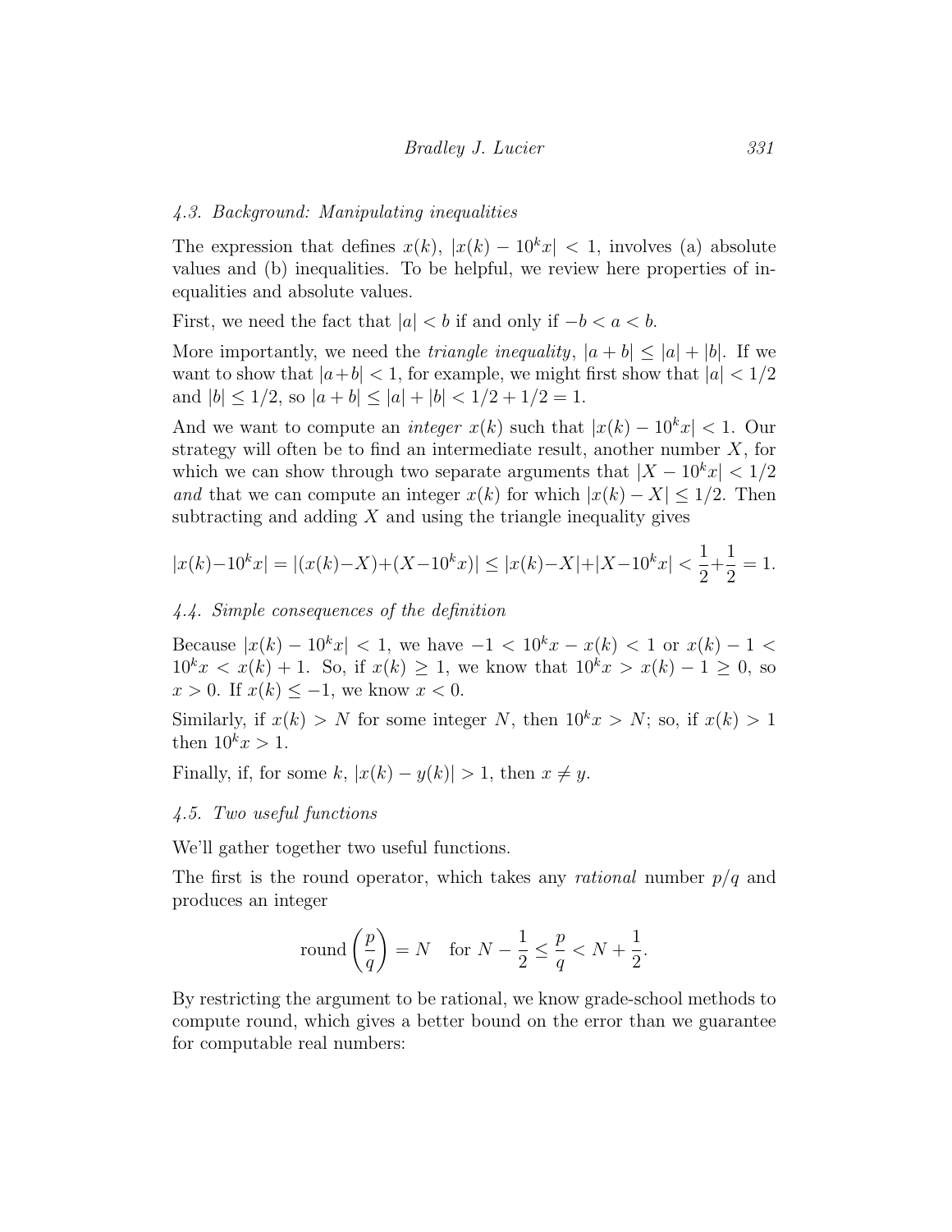### 4.3. Background: Manipulating inequalities

The expression that defines $x(k)$, $|x(k) - 10^k x| < 1$, involves (a) absolute values and (b) inequalities. To be helpful, we review here properties of inequalities and absolute values.

First, we need the fact that $|a| < b$ if and only if $-b < a < b$.

More importantly, we need the *triangle inequality*, $|a + b| \leq |a| + |b|$. If we want to show that $|a+b| < 1$, for example, we might first show that $|a| < 1/2$ and $|b| \leq 1/2$, so $|a + b| \leq |a| + |b| < 1/2 + 1/2 = 1$.

And we want to compute an *integer* $x(k)$ such that $|x(k) - 10^k x| < 1$. Our strategy will often be to find an intermediate result, another number $X$, for which we can show through two separate arguments that $|X - 10^k x| < 1/2$ *and* that we can compute an integer $x(k)$ for which $|x(k) - X| \leq 1/2$. Then subtracting and adding $X$ and using the triangle inequality gives

$$|x(k)-10^k x| = |(x(k)-X)+(X-10^k x)| \leq |x(k)-X|+|X-10^k x| < \frac{1}{2}+\frac{1}{2} = 1.$$

### 4.4. Simple consequences of the definition

Because $|x(k) - 10^k x| < 1$, we have $-1 < 10^k x - x(k) < 1$ or $x(k) - 1 < 10^k x < x(k) + 1$. So, if $x(k) \geq 1$, we know that $10^k x > x(k) - 1 \geq 0$, so $x > 0$. If $x(k) \leq -1$, we know $x < 0$.

Similarly, if $x(k) > N$ for some integer $N$, then $10^k x > N$; so, if $x(k) > 1$ then $10^k x > 1$.

Finally, if, for some $k$, $|x(k) - y(k)| > 1$, then $x \neq y$.

### 4.5. Two useful functions

We'll gather together two useful functions.

The first is the round operator, which takes any *rational* number $p/q$ and produces an integer

$$\text{round}\left(\frac{p}{q}\right) = N \quad \text{for } N - \frac{1}{2} \leq \frac{p}{q} < N + \frac{1}{2}.$$

By restricting the argument to be rational, we know grade-school methods to compute round, which gives a better bound on the error than we guarantee for computable real numbers: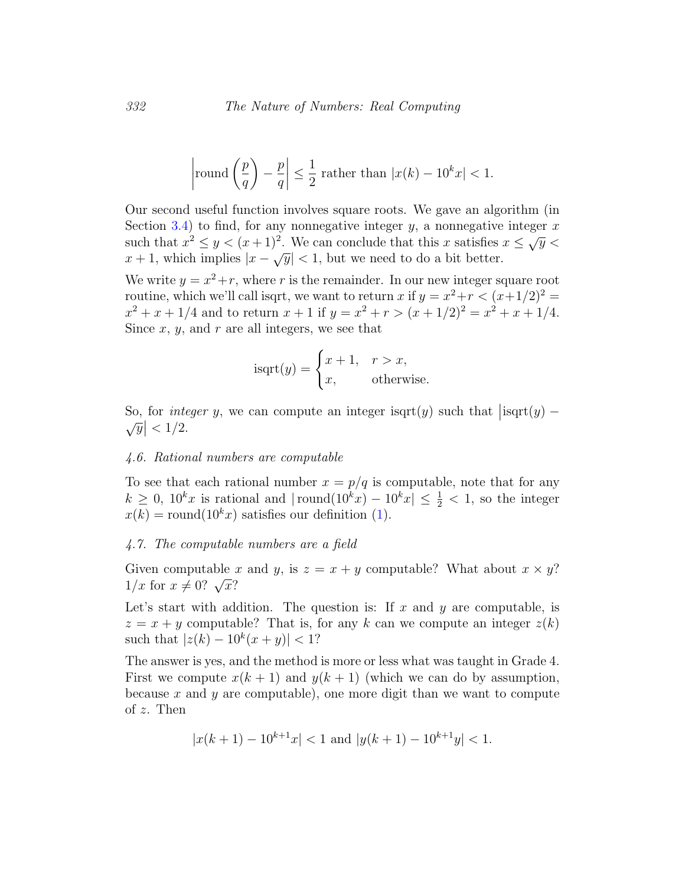$$\left|\text{round}\left(\frac{p}{q}\right) - \frac{p}{q}\right| \le \frac{1}{2} \text{ rather than } |x(k) - 10^k x| < 1.$$

Our second useful function involves square roots. We gave an algorithm (in Section 3.4) to find, for any nonnegative integer $y$, a nonnegative integer $x$ such that $x^2 \le y < (x+1)^2$. We can conclude that this $x$ satisfies $x \le \sqrt{y} < x+1$, which implies $|x - \sqrt{y}| < 1$, but we need to do a bit better.

We write $y = x^2 + r$, where $r$ is the remainder. In our new integer square root routine, which we'll call isqrt, we want to return $x$ if $y = x^2 + r < (x+1/2)^2 = x^2 + x + 1/4$ and to return $x+1$ if $y = x^2 + r > (x+1/2)^2 = x^2 + x + 1/4$. Since $x$, $y$, and $r$ are all integers, we see that

$$\text{isqrt}(y) = \begin{cases} x+1, & r > x, \\ x, & \text{otherwise.} \end{cases}$$

So, for *integer* $y$, we can compute an integer $\text{isqrt}(y)$ such that $|\text{isqrt}(y) - \sqrt{y}| < 1/2$.

### *4.6. Rational numbers are computable*

To see that each rational number $x = p/q$ is computable, note that for any $k \ge 0$, $10^k x$ is rational and $|\text{round}(10^k x) - 10^k x| \le \frac{1}{2} < 1$, so the integer $x(k) = \text{round}(10^k x)$ satisfies our definition (1).

### *4.7. The computable numbers are a field*

Given computable $x$ and $y$, is $z = x + y$ computable? What about $x \times y$? $1/x$ for $x \ne 0$? $\sqrt{x}$?

Let's start with addition. The question is: If $x$ and $y$ are computable, is $z = x + y$ computable? That is, for any $k$ can we compute an integer $z(k)$ such that $|z(k) - 10^k(x+y)| < 1$?

The answer is yes, and the method is more or less what was taught in Grade 4. First we compute $x(k+1)$ and $y(k+1)$ (which we can do by assumption, because $x$ and $y$ are computable), one more digit than we want to compute of $z$. Then

$$|x(k+1) - 10^{k+1}x| < 1 \text{ and } |y(k+1) - 10^{k+1}y| < 1.$$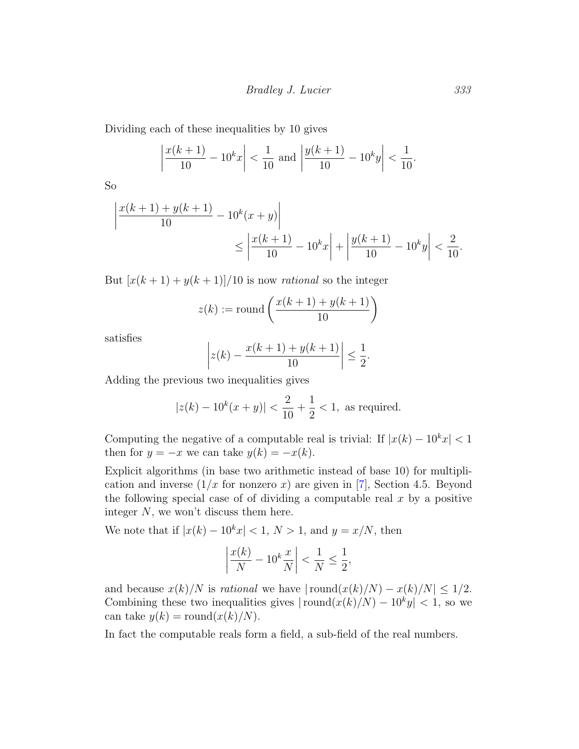Dividing each of these inequalities by 10 gives

$$\left|\frac{x(k+1)}{10} - 10^k x\right| < \frac{1}{10} \text{ and } \left|\frac{y(k+1)}{10} - 10^k y\right| < \frac{1}{10}.$$

So

$$\left|\frac{x(k+1)+y(k+1)}{10} - 10^k(x+y)\right| \\ \leq \left|\frac{x(k+1)}{10} - 10^k x\right| + \left|\frac{y(k+1)}{10} - 10^k y\right| < \frac{2}{10}.$$

But $[x(k+1)+y(k+1)]/10$ is now *rational* so the integer

$$z(k) := \text{round}\left(\frac{x(k+1)+y(k+1)}{10}\right)$$

satisfies

$$\left|z(k) - \frac{x(k+1)+y(k+1)}{10}\right| \leq \frac{1}{2}.$$

Adding the previous two inequalities gives

$$|z(k) - 10^k(x+y)| < \frac{2}{10} + \frac{1}{2} < 1, \text{ as required.}$$

Computing the negative of a computable real is trivial: If $|x(k) - 10^k x| < 1$ then for $y = -x$ we can take $y(k) = -x(k)$.

Explicit algorithms (in base two arithmetic instead of base 10) for multiplication and inverse ($1/x$ for nonzero $x$) are given in [7], Section 4.5. Beyond the following special case of of dividing a computable real $x$ by a positive integer $N$, we won't discuss them here.

We note that if $|x(k) - 10^k x| < 1$, $N > 1$, and $y = x/N$, then

$$\left|\frac{x(k)}{N} - 10^k \frac{x}{N}\right| < \frac{1}{N} \leq \frac{1}{2},$$

and because $x(k)/N$ is *rational* we have $|\,\text{round}(x(k)/N) - x(k)/N| \leq 1/2$. Combining these two inequalities gives $|\,\text{round}(x(k)/N) - 10^k y| < 1$, so we can take $y(k) = \text{round}(x(k)/N)$.

In fact the computable reals form a field, a sub-field of the real numbers.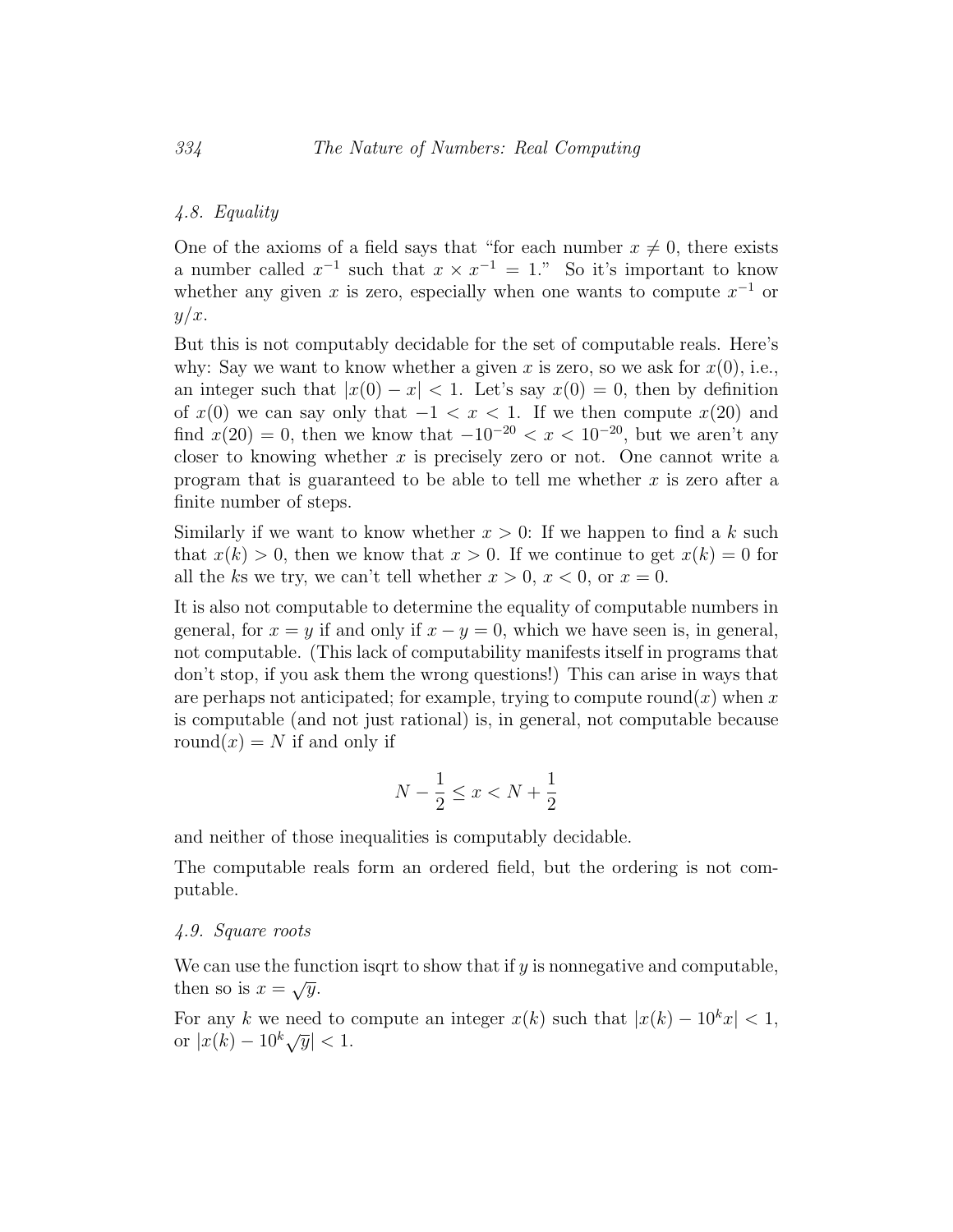### 4.8. Equality

One of the axioms of a field says that "for each number $x \neq 0$, there exists a number called $x^{-1}$ such that $x \times x^{-1} = 1$." So it's important to know whether any given $x$ is zero, especially when one wants to compute $x^{-1}$ or $y/x$.

But this is not computably decidable for the set of computable reals. Here's why: Say we want to know whether a given $x$ is zero, so we ask for $x(0)$, i.e., an integer such that $|x(0) - x| < 1$. Let's say $x(0) = 0$, then by definition of $x(0)$ we can say only that $-1 < x < 1$. If we then compute $x(20)$ and find $x(20) = 0$, then we know that $-10^{-20} < x < 10^{-20}$, but we aren't any closer to knowing whether $x$ is precisely zero or not. One cannot write a program that is guaranteed to be able to tell me whether $x$ is zero after a finite number of steps.

Similarly if we want to know whether $x > 0$: If we happen to find a $k$ such that $x(k) > 0$, then we know that $x > 0$. If we continue to get $x(k) = 0$ for all the $k$s we try, we can't tell whether $x > 0$, $x < 0$, or $x = 0$.

It is also not computable to determine the equality of computable numbers in general, for $x = y$ if and only if $x - y = 0$, which we have seen is, in general, not computable. (This lack of computability manifests itself in programs that don't stop, if you ask them the wrong questions!) This can arise in ways that are perhaps not anticipated; for example, trying to compute $\text{round}(x)$ when $x$ is computable (and not just rational) is, in general, not computable because $\text{round}(x) = N$ if and only if

$$N - \frac{1}{2} \leq x < N + \frac{1}{2}$$

and neither of those inequalities is computably decidable.

The computable reals form an ordered field, but the ordering is not computable.

### 4.9. Square roots

We can use the function isqrt to show that if $y$ is nonnegative and computable, then so is $x = \sqrt{y}$.

For any $k$ we need to compute an integer $x(k)$ such that $|x(k) - 10^k x| < 1$, or $|x(k) - 10^k \sqrt{y}| < 1$.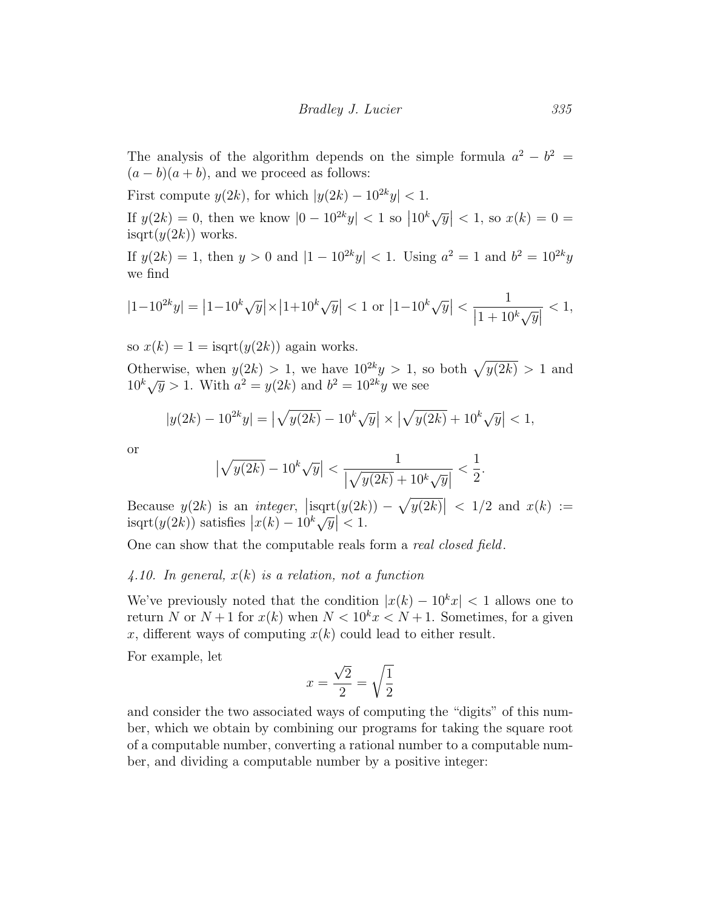The analysis of the algorithm depends on the simple formula $a^2 - b^2 = (a-b)(a+b)$, and we proceed as follows:

First compute $y(2k)$, for which $|y(2k) - 10^{2k}y| < 1$.

If $y(2k) = 0$, then we know $|0 - 10^{2k}y| < 1$ so $|10^k\sqrt{y}| < 1$, so $x(k) = 0 = \text{isqrt}(y(2k))$ works.

If $y(2k) = 1$, then $y > 0$ and $|1 - 10^{2k}y| < 1$. Using $a^2 = 1$ and $b^2 = 10^{2k}y$ we find

$$|1-10^{2k}y| = |1-10^k\sqrt{y}|\times|1+10^k\sqrt{y}| < 1 \text{ or } |1-10^k\sqrt{y}| < \frac{1}{|1+10^k\sqrt{y}|} < 1,$$

so $x(k) = 1 = \text{isqrt}(y(2k))$ again works.

Otherwise, when $y(2k) > 1$, we have $10^{2k}y > 1$, so both $\sqrt{y(2k)} > 1$ and $10^k\sqrt{y} > 1$. With $a^2 = y(2k)$ and $b^2 = 10^{2k}y$ we see

$$|y(2k) - 10^{2k}y| = \left|\sqrt{y(2k)} - 10^k\sqrt{y}\right| \times \left|\sqrt{y(2k)} + 10^k\sqrt{y}\right| < 1,$$

or

$$\left|\sqrt{y(2k)} - 10^k\sqrt{y}\right| < \frac{1}{\left|\sqrt{y(2k)} + 10^k\sqrt{y}\right|} < \frac{1}{2}.$$

Because $y(2k)$ is an *integer*, $\left|\text{isqrt}(y(2k)) - \sqrt{y(2k)}\right| < 1/2$ and $x(k) := \text{isqrt}(y(2k))$ satisfies $\left|x(k) - 10^k\sqrt{y}\right| < 1$.

One can show that the computable reals form a *real closed field*.

### *4.10. In general, $x(k)$ is a relation, not a function*

We've previously noted that the condition $|x(k) - 10^kx| < 1$ allows one to return $N$ or $N+1$ for $x(k)$ when $N < 10^kx < N+1$. Sometimes, for a given $x$, different ways of computing $x(k)$ could lead to either result.

For example, let

$$x = \frac{\sqrt{2}}{2} = \sqrt{\frac{1}{2}}$$

and consider the two associated ways of computing the "digits" of this number, which we obtain by combining our programs for taking the square root of a computable number, converting a rational number to a computable number, and dividing a computable number by a positive integer: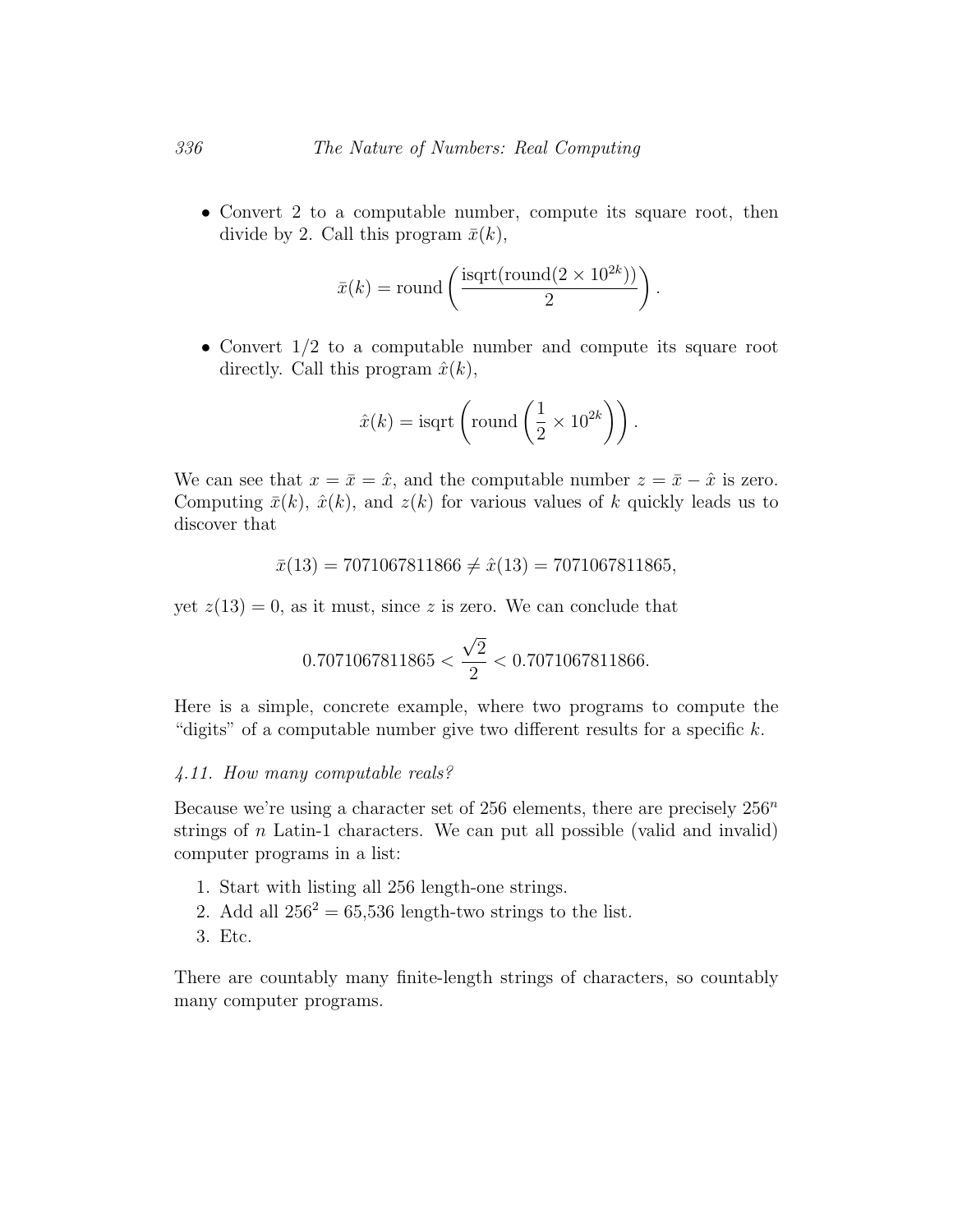- Convert 2 to a computable number, compute its square root, then divide by 2. Call this program $\bar{x}(k)$,

$$\bar{x}(k) = \text{round}\left(\frac{\text{isqrt}(\text{round}(2 \times 10^{2k}))}{2}\right).$$

- Convert 1/2 to a computable number and compute its square root directly. Call this program $\hat{x}(k)$,

$$\hat{x}(k) = \text{isqrt}\left(\text{round}\left(\frac{1}{2} \times 10^{2k}\right)\right).$$

We can see that $x = \bar{x} = \hat{x}$, and the computable number $z = \bar{x} - \hat{x}$ is zero. Computing $\bar{x}(k)$, $\hat{x}(k)$, and $z(k)$ for various values of $k$ quickly leads us to discover that

$$\bar{x}(13) = 7071067811866 \neq \hat{x}(13) = 7071067811865,$$

yet $z(13) = 0$, as it must, since $z$ is zero. We can conclude that

$$0.7071067811865 < \frac{\sqrt{2}}{2} < 0.7071067811866.$$

Here is a simple, concrete example, where two programs to compute the "digits" of a computable number give two different results for a specific $k$.

### *4.11. How many computable reals?*

Because we're using a character set of 256 elements, there are precisely $256^n$ strings of $n$ Latin-1 characters. We can put all possible (valid and invalid) computer programs in a list:

1. Start with listing all 256 length-one strings.
2. Add all $256^2 = 65{,}536$ length-two strings to the list.
3. Etc.

There are countably many finite-length strings of characters, so countably many computer programs.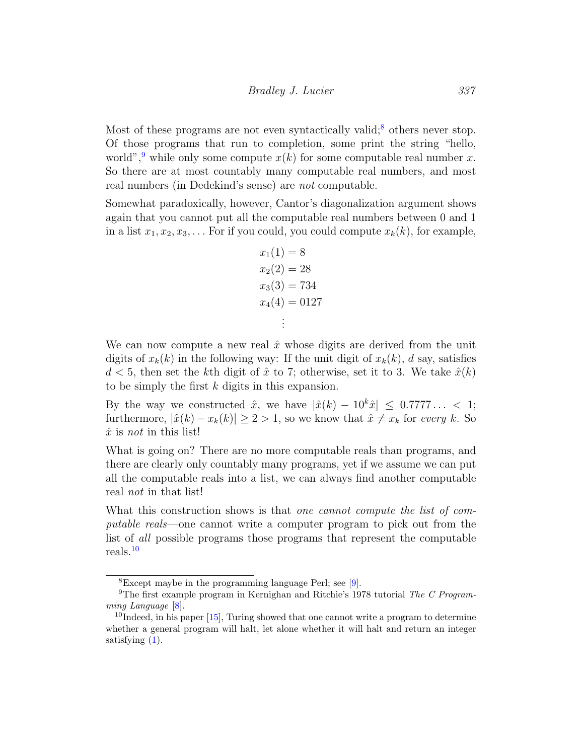Most of these programs are not even syntactically valid;[8] others never stop. Of those programs that run to completion, some print the string "hello, world",[9] while only some compute $x(k)$ for some computable real number $x$. So there are at most countably many computable real numbers, and most real numbers (in Dedekind's sense) are *not* computable.

Somewhat paradoxically, however, Cantor's diagonalization argument shows again that you cannot put all the computable real numbers between 0 and 1 in a list $x_1, x_2, x_3, \dots$ For if you could, you could compute $x_k(k)$, for example,

$$
\begin{aligned}
x_1(1) &= 8\\
x_2(2) &= 28\\
x_3(3) &= 734\\
x_4(4) &= 0127\\
&\vdots
\end{aligned}
$$

We can now compute a new real $\hat{x}$ whose digits are derived from the unit digits of $x_k(k)$ in the following way: If the unit digit of $x_k(k)$, $d$ say, satisfies $d < 5$, then set the $k$th digit of $\hat{x}$ to 7; otherwise, set it to 3. We take $\hat{x}(k)$ to be simply the first $k$ digits in this expansion.

By the way we constructed $\hat{x}$, we have $|\hat{x}(k) - 10^k\hat{x}| \leq 0.7777\ldots < 1$; furthermore, $|\hat{x}(k) - x_k(k)| \geq 2 > 1$, so we know that $\hat{x} \neq x_k$ for *every* $k$. So $\hat{x}$ is *not* in this list!

What is going on? There are no more computable reals than programs, and there are clearly only countably many programs, yet if we assume we can put all the computable reals into a list, we can always find another computable real *not* in that list!

What this construction shows is that *one cannot compute the list of computable reals*—one cannot write a computer program to pick out from the list of *all* possible programs those programs that represent the computable reals.[10]

---

[8] Except maybe in the programming language Perl; see [9].

[9] The first example program in Kernighan and Ritchie's 1978 tutorial *The C Programming Language* [8].

[10] Indeed, in his paper [15], Turing showed that one cannot write a program to determine whether a general program will halt, let alone whether it will halt and return an integer satisfying (1).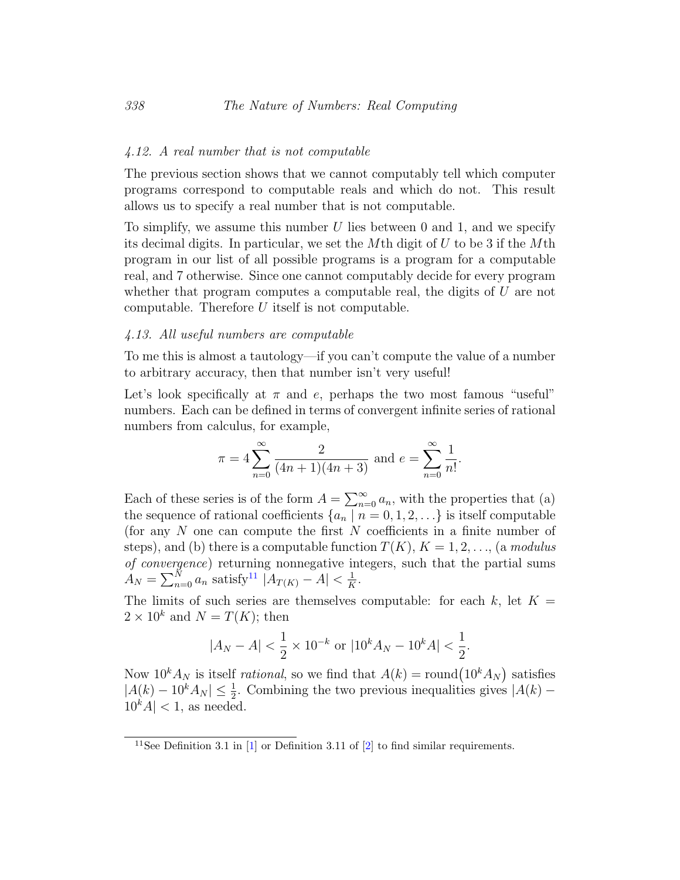### 4.12. A real number that is not computable

The previous section shows that we cannot computably tell which computer programs correspond to computable reals and which do not. This result allows us to specify a real number that is not computable.

To simplify, we assume this number $U$ lies between 0 and 1, and we specify its decimal digits. In particular, we set the $M$th digit of $U$ to be 3 if the $M$th program in our list of all possible programs is a program for a computable real, and 7 otherwise. Since one cannot computably decide for every program whether that program computes a computable real, the digits of $U$ are not computable. Therefore $U$ itself is not computable.

### 4.13. All useful numbers are computable

To me this is almost a tautology—if you can't compute the value of a number to arbitrary accuracy, then that number isn't very useful!

Let's look specifically at $\pi$ and $e$, perhaps the two most famous "useful" numbers. Each can be defined in terms of convergent infinite series of rational numbers from calculus, for example,

$$\pi = 4\sum_{n=0}^{\infty} \frac{2}{(4n+1)(4n+3)} \text{ and } e = \sum_{n=0}^{\infty} \frac{1}{n!}.$$

Each of these series is of the form $A = \sum_{n=0}^{\infty} a_n$, with the properties that (a) the sequence of rational coefficients $\{a_n \mid n = 0, 1, 2, \ldots\}$ is itself computable (for any $N$ one can compute the first $N$ coefficients in a finite number of steps), and (b) there is a computable function $T(K)$, $K = 1, 2, \ldots$, (a *modulus of convergence*) returning nonnegative integers, such that the partial sums $A_N = \sum_{n=0}^{N} a_n$ satisfy[11] $|A_{T(K)} - A| < \frac{1}{K}$.

The limits of such series are themselves computable: for each $k$, let $K = 2 \times 10^k$ and $N = T(K)$; then

$$|A_N - A| < \frac{1}{2} \times 10^{-k} \text{ or } |10^k A_N - 10^k A| < \frac{1}{2}.$$

Now $10^k A_N$ is itself *rational*, so we find that $A(k) = \text{round}(10^k A_N)$ satisfies $|A(k) - 10^k A_N| \leq \frac{1}{2}$. Combining the two previous inequalities gives $|A(k) - 10^k A| < 1$, as needed.

[11] See Definition 3.1 in [1] or Definition 3.11 of [2] to find similar requirements.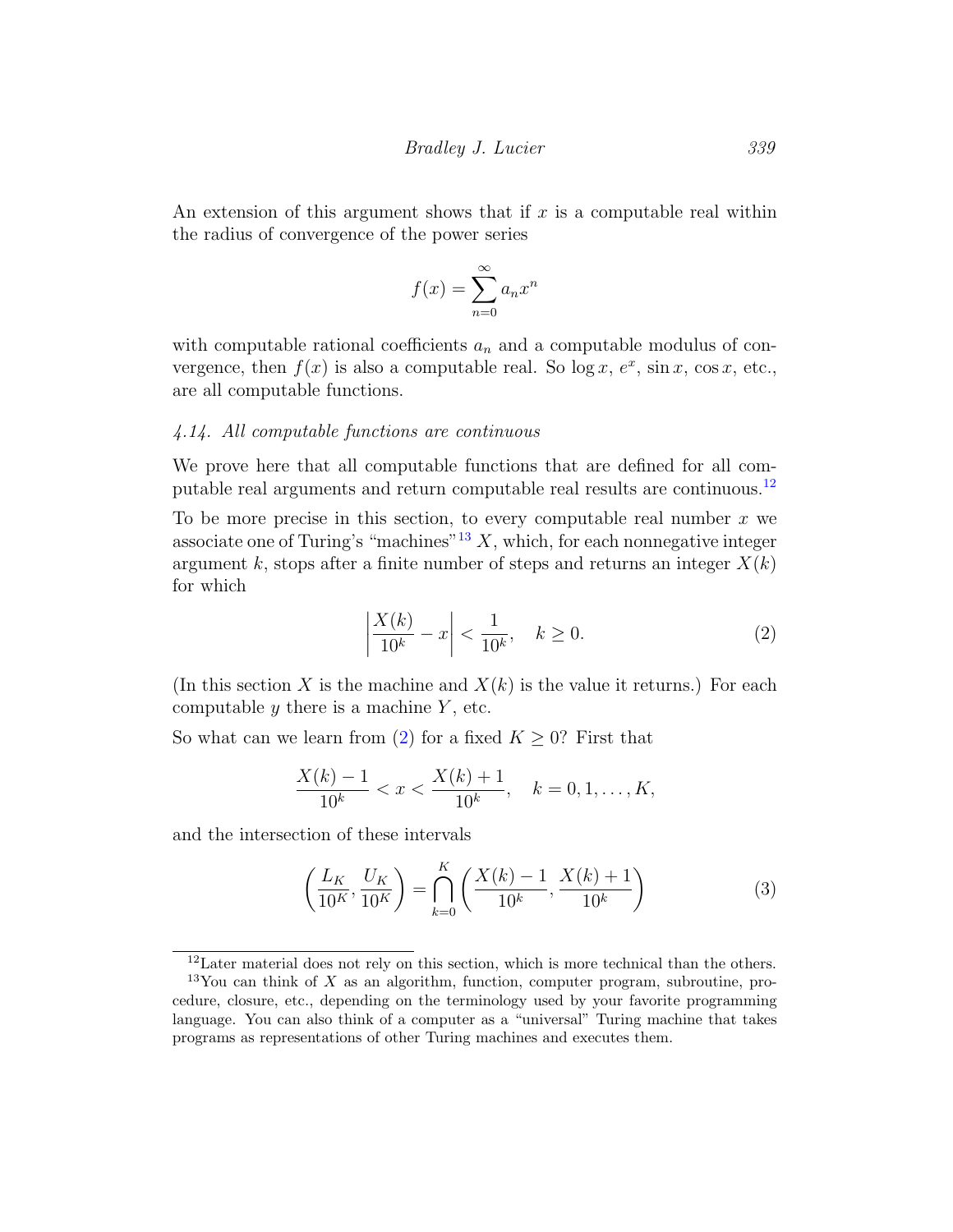An extension of this argument shows that if $x$ is a computable real within the radius of convergence of the power series

$$f(x) = \sum_{n=0}^{\infty} a_n x^n$$

with computable rational coefficients $a_n$ and a computable modulus of convergence, then $f(x)$ is also a computable real. So $\log x$, $e^x$, $\sin x$, $\cos x$, etc., are all computable functions.

### *4.14. All computable functions are continuous*

We prove here that all computable functions that are defined for all computable real arguments and return computable real results are continuous.[12]

To be more precise in this section, to every computable real number $x$ we associate one of Turing's "machines"[13] $X$, which, for each nonnegative integer argument $k$, stops after a finite number of steps and returns an integer $X(k)$ for which

$$\left| \frac{X(k)}{10^k} - x \right| < \frac{1}{10^k}, \quad k \geq 0. \tag{2}$$

(In this section $X$ is the machine and $X(k)$ is the value it returns.) For each computable $y$ there is a machine $Y$, etc.

So what can we learn from (2) for a fixed $K \geq 0$? First that

$$\frac{X(k) - 1}{10^k} < x < \frac{X(k) + 1}{10^k}, \quad k = 0, 1, \ldots, K,$$

and the intersection of these intervals

$$\left( \frac{L_K}{10^K}, \frac{U_K}{10^K} \right) = \bigcap_{k=0}^{K} \left( \frac{X(k) - 1}{10^k}, \frac{X(k) + 1}{10^k} \right) \tag{3}$$

---

[12] Later material does not rely on this section, which is more technical than the others.

[13] You can think of $X$ as an algorithm, function, computer program, subroutine, procedure, closure, etc., depending on the terminology used by your favorite programming language. You can also think of a computer as a "universal" Turing machine that takes programs as representations of other Turing machines and executes them.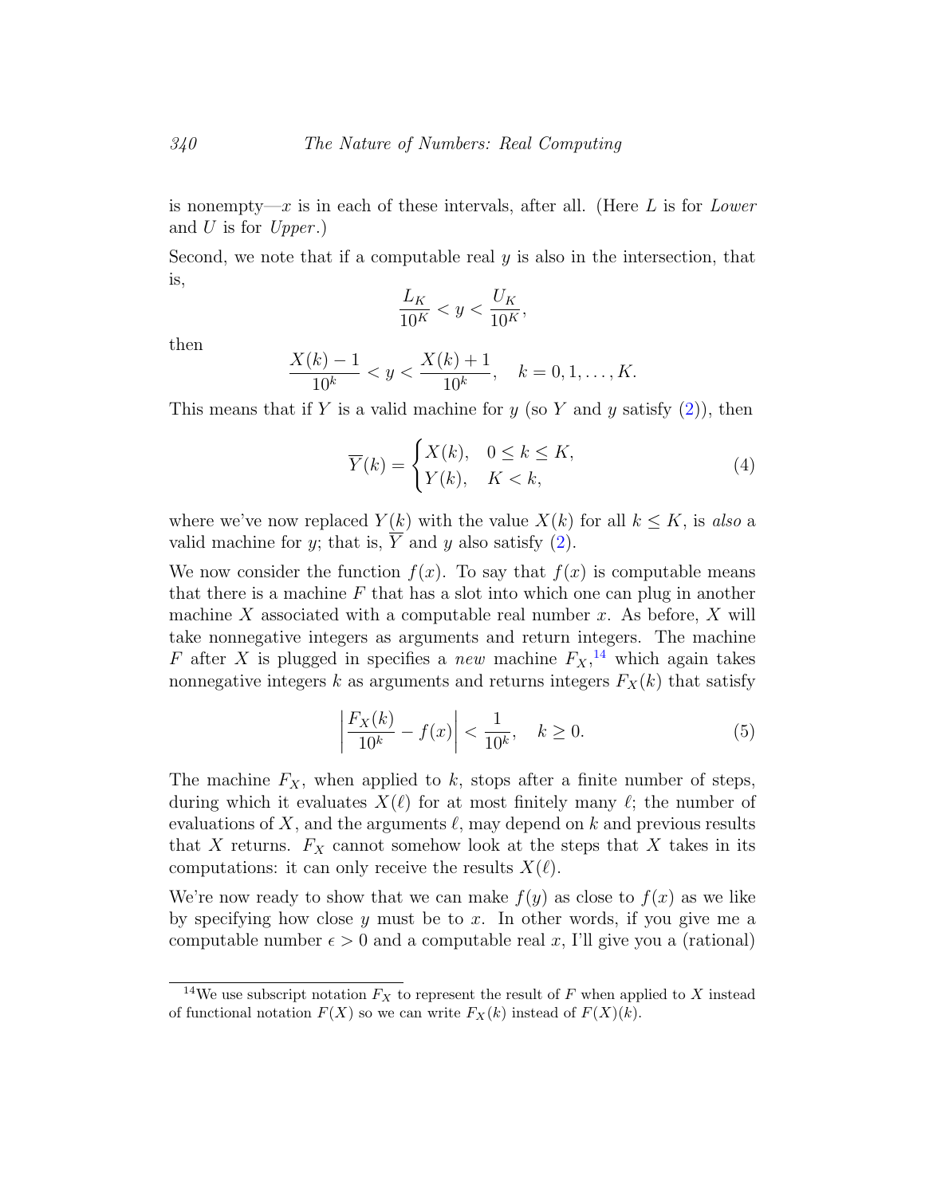is nonempty—$x$ is in each of these intervals, after all. (Here $L$ is for *Lower* and $U$ is for *Upper*.)

Second, we note that if a computable real $y$ is also in the intersection, that is,

$$\frac{L_K}{10^K} < y < \frac{U_K}{10^K},$$

then

$$\frac{X(k)-1}{10^k} < y < \frac{X(k)+1}{10^k}, \quad k = 0, 1, \ldots, K.$$

This means that if $Y$ is a valid machine for $y$ (so $Y$ and $y$ satisfy (2)), then

$$\overline{Y}(k) = \begin{cases} X(k), & 0 \le k \le K, \\ Y(k), & K < k, \end{cases} \tag{4}$$

where we've now replaced $Y(k)$ with the value $X(k)$ for all $k \le K$, is *also* a valid machine for $y$; that is, $\overline{Y}$ and $y$ also satisfy (2).

We now consider the function $f(x)$. To say that $f(x)$ is computable means that there is a machine $F$ that has a slot into which one can plug in another machine $X$ associated with a computable real number $x$. As before, $X$ will take nonnegative integers as arguments and return integers. The machine $F$ after $X$ is plugged in specifies a *new* machine $F_X$,[14] which again takes nonnegative integers $k$ as arguments and returns integers $F_X(k)$ that satisfy

$$\left| \frac{F_X(k)}{10^k} - f(x) \right| < \frac{1}{10^k}, \quad k \ge 0. \tag{5}$$

The machine $F_X$, when applied to $k$, stops after a finite number of steps, during which it evaluates $X(\ell)$ for at most finitely many $\ell$; the number of evaluations of $X$, and the arguments $\ell$, may depend on $k$ and previous results that $X$ returns. $F_X$ cannot somehow look at the steps that $X$ takes in its computations: it can only receive the results $X(\ell)$.

We're now ready to show that we can make $f(y)$ as close to $f(x)$ as we like by specifying how close $y$ must be to $x$. In other words, if you give me a computable number $\epsilon > 0$ and a computable real $x$, I'll give you a (rational)

[14] We use subscript notation $F_X$ to represent the result of $F$ when applied to $X$ instead of functional notation $F(X)$ so we can write $F_X(k)$ instead of $F(X)(k)$.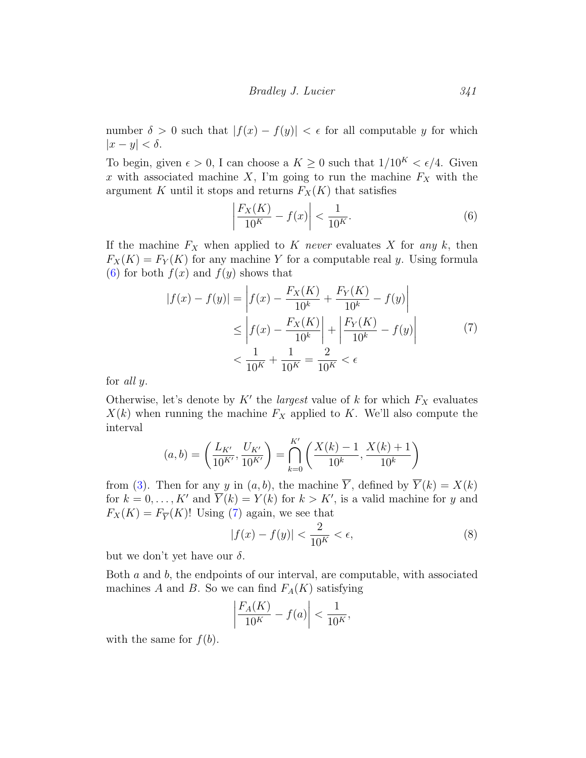number $\delta > 0$ such that $|f(x) - f(y)| < \epsilon$ for all computable $y$ for which $|x - y| < \delta$.

To begin, given $\epsilon > 0$, I can choose a $K \geq 0$ such that $1/10^K < \epsilon/4$. Given $x$ with associated machine $X$, I'm going to run the machine $F_X$ with the argument $K$ until it stops and returns $F_X(K)$ that satisfies

$$\left| \frac{F_X(K)}{10^K} - f(x) \right| < \frac{1}{10^K}. \tag{6}$$

If the machine $F_X$ when applied to $K$ *never* evaluates $X$ for *any* $k$, then $F_X(K) = F_Y(K)$ for any machine $Y$ for a computable real $y$. Using formula (6) for both $f(x)$ and $f(y)$ shows that

$$\begin{aligned}
|f(x) - f(y)| &= \left| f(x) - \frac{F_X(K)}{10^k} + \frac{F_Y(K)}{10^k} - f(y) \right| \\
&\leq \left| f(x) - \frac{F_X(K)}{10^k} \right| + \left| \frac{F_Y(K)}{10^k} - f(y) \right| \\
&< \frac{1}{10^K} + \frac{1}{10^K} = \frac{2}{10^K} < \epsilon
\end{aligned} \tag{7}$$

for *all* $y$.

Otherwise, let's denote by $K'$ the *largest* value of $k$ for which $F_X$ evaluates $X(k)$ when running the machine $F_X$ applied to $K$. We'll also compute the interval

$$(a, b) = \left( \frac{L_{K'}}{10^{K'}}, \frac{U_{K'}}{10^{K'}} \right) = \bigcap_{k=0}^{K'} \left( \frac{X(k) - 1}{10^k}, \frac{X(k) + 1}{10^k} \right)$$

from (3). Then for any $y$ in $(a, b)$, the machine $\overline{Y}$, defined by $\overline{Y}(k) = X(k)$ for $k = 0, \ldots, K'$ and $\overline{Y}(k) = Y(k)$ for $k > K'$, is a valid machine for $y$ and $F_X(K) = F_{\overline{Y}}(K)$! Using (7) again, we see that

$$|f(x) - f(y)| < \frac{2}{10^K} < \epsilon, \tag{8}$$

but we don't yet have our $\delta$.

Both $a$ and $b$, the endpoints of our interval, are computable, with associated machines $A$ and $B$. So we can find $F_A(K)$ satisfying

$$\left| \frac{F_A(K)}{10^K} - f(a) \right| < \frac{1}{10^K},$$

with the same for $f(b)$.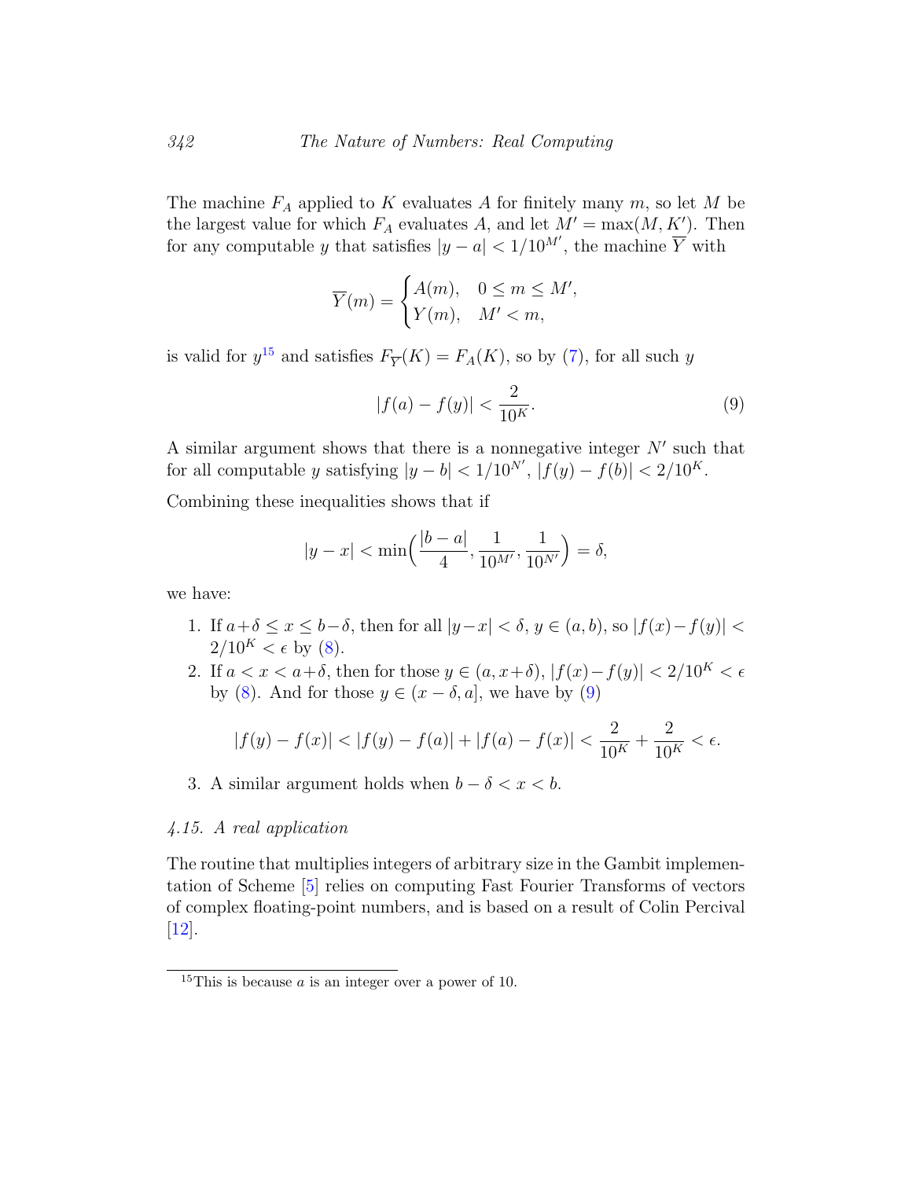The machine $F_A$ applied to $K$ evaluates $A$ for finitely many $m$, so let $M$ be the largest value for which $F_A$ evaluates $A$, and let $M' = \max(M, K')$. Then for any computable $y$ that satisfies $|y - a| < 1/10^{M'}$, the machine $\overline{Y}$ with

$$\overline{Y}(m) = \begin{cases} A(m), & 0 \le m \le M', \\ Y(m), & M' < m, \end{cases}$$

is valid for $y$[15] and satisfies $F_{\overline{Y}}(K) = F_A(K)$, so by (7), for all such $y$

$$|f(a) - f(y)| < \frac{2}{10^K}. \tag{9}$$

A similar argument shows that there is a nonnegative integer $N'$ such that for all computable $y$ satisfying $|y - b| < 1/10^{N'}$, $|f(y) - f(b)| < 2/10^K$.

Combining these inequalities shows that if

$$|y - x| < \min\Big(\frac{|b-a|}{4}, \frac{1}{10^{M'}}, \frac{1}{10^{N'}}\Big) = \delta,$$

we have:

1. If $a + \delta \le x \le b - \delta$, then for all $|y - x| < \delta$, $y \in (a, b)$, so $|f(x) - f(y)| < 2/10^K < \epsilon$ by (8).
2. If $a < x < a + \delta$, then for those $y \in (a, x + \delta)$, $|f(x) - f(y)| < 2/10^K < \epsilon$ by (8). And for those $y \in (x - \delta, a]$, we have by (9)

$$|f(y) - f(x)| < |f(y) - f(a)| + |f(a) - f(x)| < \frac{2}{10^K} + \frac{2}{10^K} < \epsilon.$$

3. A similar argument holds when $b - \delta < x < b$.

### *4.15. A real application*

The routine that multiplies integers of arbitrary size in the Gambit implementation of Scheme [5] relies on computing Fast Fourier Transforms of vectors of complex floating-point numbers, and is based on a result of Colin Percival [12].

---

[15] This is because $a$ is an integer over a power of 10.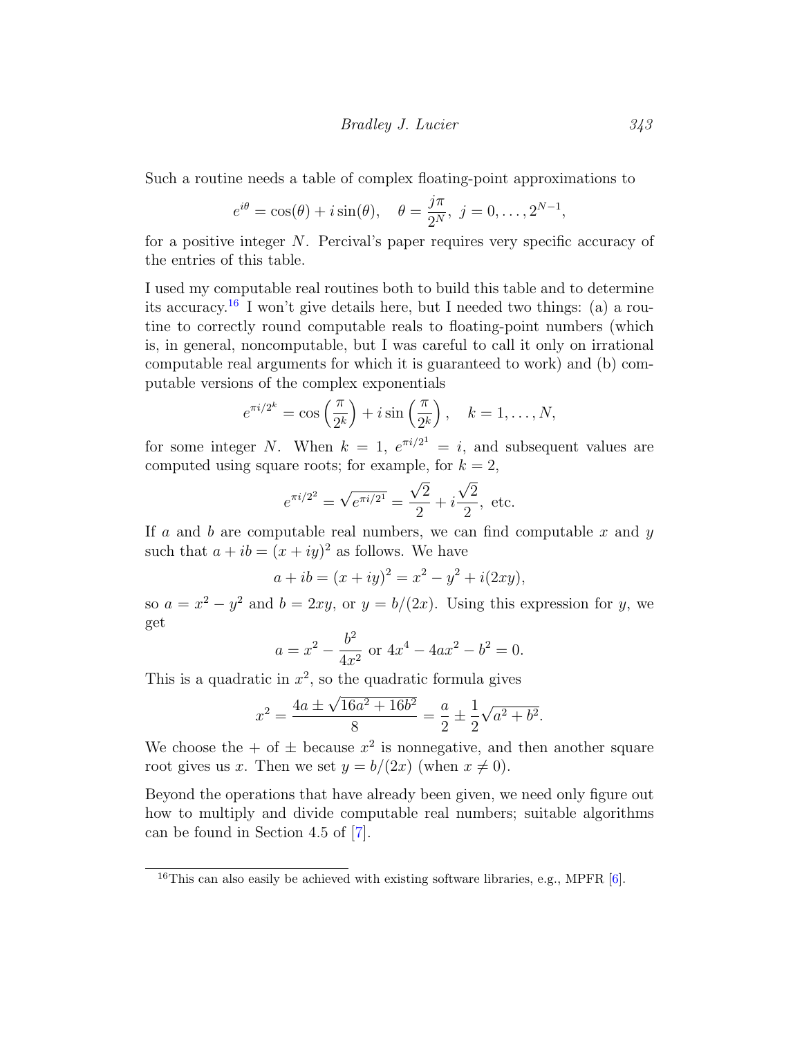Such a routine needs a table of complex floating-point approximations to

$$e^{i\theta} = \cos(\theta) + i\sin(\theta), \quad \theta = \frac{j\pi}{2^N},\ j = 0, \dots, 2^{N-1},$$

for a positive integer $N$. Percival's paper requires very specific accuracy of the entries of this table.

I used my computable real routines both to build this table and to determine its accuracy.[16] I won't give details here, but I needed two things: (a) a routine to correctly round computable reals to floating-point numbers (which is, in general, noncomputable, but I was careful to call it only on irrational computable real arguments for which it is guaranteed to work) and (b) computable versions of the complex exponentials

$$e^{\pi i/2^k} = \cos\left(\frac{\pi}{2^k}\right) + i\sin\left(\frac{\pi}{2^k}\right), \quad k = 1, \dots, N,$$

for some integer $N$. When $k = 1$, $e^{\pi i/2^1} = i$, and subsequent values are computed using square roots; for example, for $k = 2$,

$$e^{\pi i/2^2} = \sqrt{e^{\pi i/2^1}} = \frac{\sqrt{2}}{2} + i\frac{\sqrt{2}}{2}, \text{ etc.}$$

If $a$ and $b$ are computable real numbers, we can find computable $x$ and $y$ such that $a + ib = (x + iy)^2$ as follows. We have

$$a + ib = (x + iy)^2 = x^2 - y^2 + i(2xy),$$

so $a = x^2 - y^2$ and $b = 2xy$, or $y = b/(2x)$. Using this expression for $y$, we get

$$a = x^2 - \frac{b^2}{4x^2} \text{ or } 4x^4 - 4ax^2 - b^2 = 0.$$

This is a quadratic in $x^2$, so the quadratic formula gives

$$x^2 = \frac{4a \pm \sqrt{16a^2 + 16b^2}}{8} = \frac{a}{2} \pm \frac{1}{2}\sqrt{a^2 + b^2}.$$

We choose the $+$ of $\pm$ because $x^2$ is nonnegative, and then another square root gives us $x$. Then we set $y = b/(2x)$ (when $x \neq 0$).

Beyond the operations that have already been given, we need only figure out how to multiply and divide computable real numbers; suitable algorithms can be found in Section 4.5 of [7].

[16] This can also easily be achieved with existing software libraries, e.g., MPFR [6].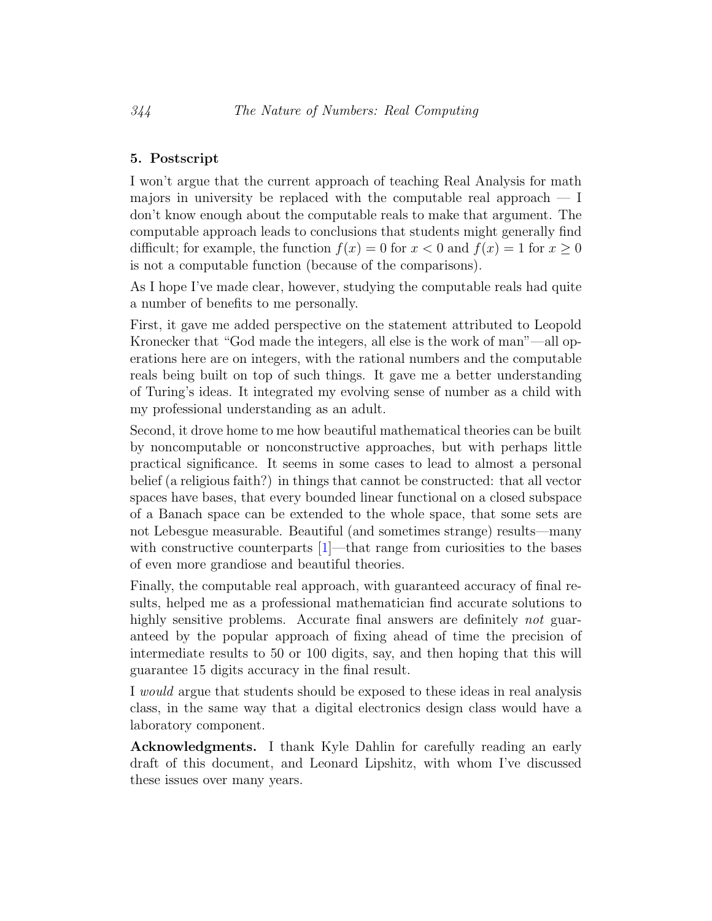## 5. Postscript

I won't argue that the current approach of teaching Real Analysis for math majors in university be replaced with the computable real approach — I don't know enough about the computable reals to make that argument. The computable approach leads to conclusions that students might generally find difficult; for example, the function $f(x) = 0$ for $x < 0$ and $f(x) = 1$ for $x \geq 0$ is not a computable function (because of the comparisons).

As I hope I've made clear, however, studying the computable reals had quite a number of benefits to me personally.

First, it gave me added perspective on the statement attributed to Leopold Kronecker that "God made the integers, all else is the work of man"—all operations here are on integers, with the rational numbers and the computable reals being built on top of such things. It gave me a better understanding of Turing's ideas. It integrated my evolving sense of number as a child with my professional understanding as an adult.

Second, it drove home to me how beautiful mathematical theories can be built by noncomputable or nonconstructive approaches, but with perhaps little practical significance. It seems in some cases to lead to almost a personal belief (a religious faith?) in things that cannot be constructed: that all vector spaces have bases, that every bounded linear functional on a closed subspace of a Banach space can be extended to the whole space, that some sets are not Lebesgue measurable. Beautiful (and sometimes strange) results—many with constructive counterparts [1]—that range from curiosities to the bases of even more grandiose and beautiful theories.

Finally, the computable real approach, with guaranteed accuracy of final results, helped me as a professional mathematician find accurate solutions to highly sensitive problems. Accurate final answers are definitely *not* guaranteed by the popular approach of fixing ahead of time the precision of intermediate results to 50 or 100 digits, say, and then hoping that this will guarantee 15 digits accuracy in the final result.

I *would* argue that students should be exposed to these ideas in real analysis class, in the same way that a digital electronics design class would have a laboratory component.

**Acknowledgments.** I thank Kyle Dahlin for carefully reading an early draft of this document, and Leonard Lipshitz, with whom I've discussed these issues over many years.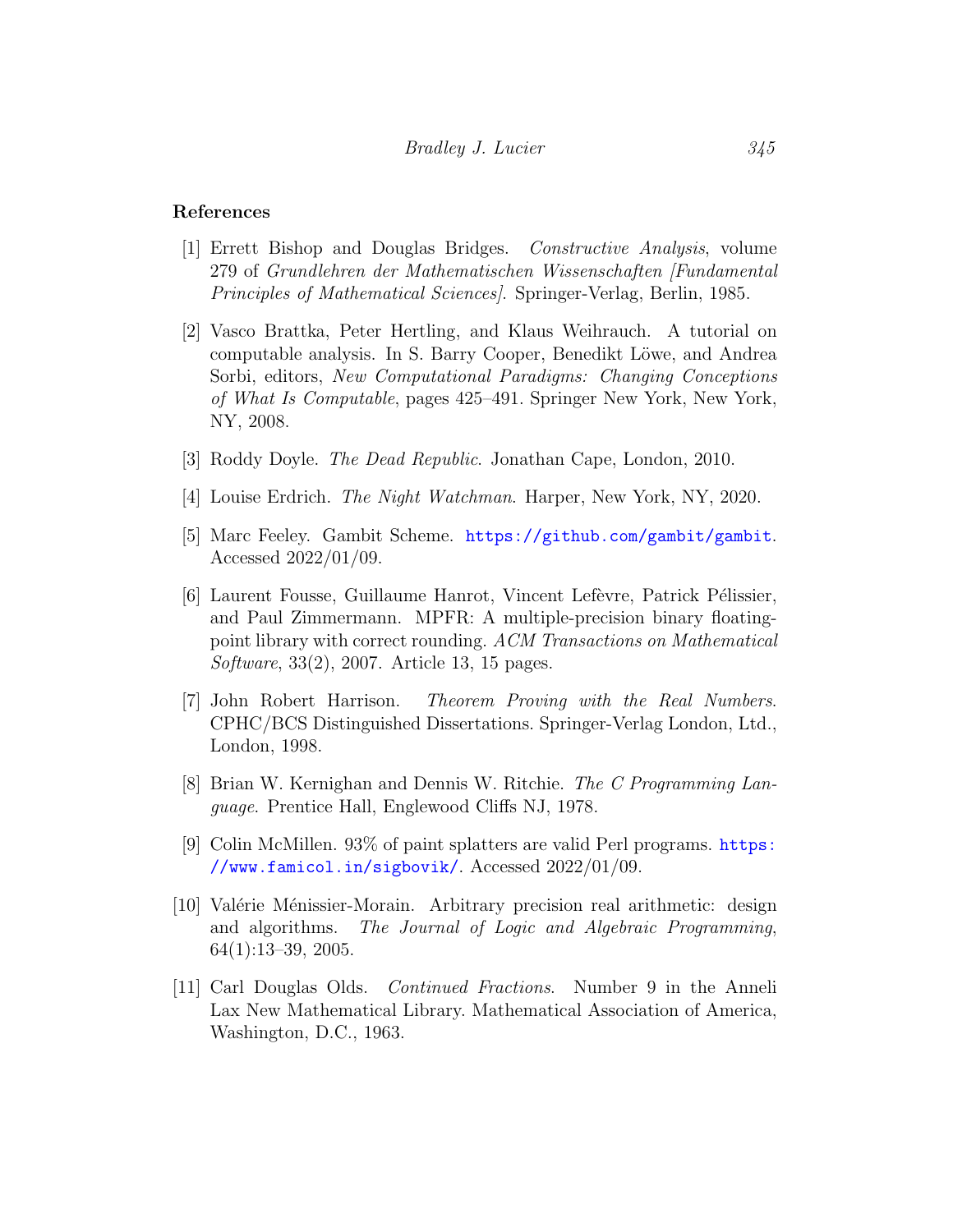## References

[1] Errett Bishop and Douglas Bridges. *Constructive Analysis*, volume 279 of *Grundlehren der Mathematischen Wissenschaften [Fundamental Principles of Mathematical Sciences]*. Springer-Verlag, Berlin, 1985.

[2] Vasco Brattka, Peter Hertling, and Klaus Weihrauch. A tutorial on computable analysis. In S. Barry Cooper, Benedikt Löwe, and Andrea Sorbi, editors, *New Computational Paradigms: Changing Conceptions of What Is Computable*, pages 425–491. Springer New York, New York, NY, 2008.

[3] Roddy Doyle. *The Dead Republic*. Jonathan Cape, London, 2010.

[4] Louise Erdrich. *The Night Watchman*. Harper, New York, NY, 2020.

[5] Marc Feeley. Gambit Scheme. https://github.com/gambit/gambit. Accessed 2022/01/09.

[6] Laurent Fousse, Guillaume Hanrot, Vincent Lefèvre, Patrick Pélissier, and Paul Zimmermann. MPFR: A multiple-precision binary floating-point library with correct rounding. *ACM Transactions on Mathematical Software*, 33(2), 2007. Article 13, 15 pages.

[7] John Robert Harrison. *Theorem Proving with the Real Numbers*. CPHC/BCS Distinguished Dissertations. Springer-Verlag London, Ltd., London, 1998.

[8] Brian W. Kernighan and Dennis W. Ritchie. *The C Programming Language*. Prentice Hall, Englewood Cliffs NJ, 1978.

[9] Colin McMillen. 93% of paint splatters are valid Perl programs. https://www.famicol.in/sigbovik/. Accessed 2022/01/09.

[10] Valérie Ménissier-Morain. Arbitrary precision real arithmetic: design and algorithms. *The Journal of Logic and Algebraic Programming*, 64(1):13–39, 2005.

[11] Carl Douglas Olds. *Continued Fractions*. Number 9 in the Anneli Lax New Mathematical Library. Mathematical Association of America, Washington, D.C., 1963.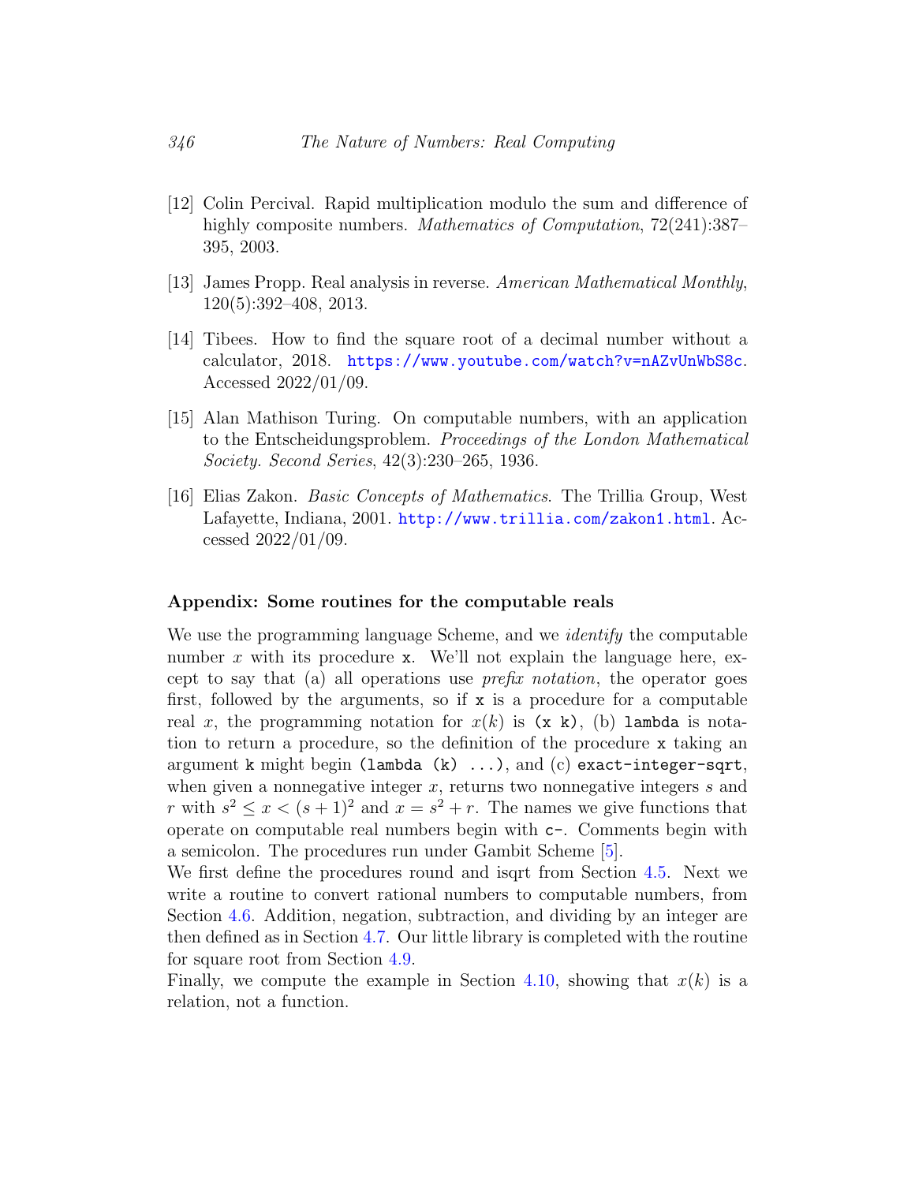[12] Colin Percival. Rapid multiplication modulo the sum and difference of highly composite numbers. *Mathematics of Computation*, 72(241):387–395, 2003.

[13] James Propp. Real analysis in reverse. *American Mathematical Monthly*, 120(5):392–408, 2013.

[14] Tibees. How to find the square root of a decimal number without a calculator, 2018. https://www.youtube.com/watch?v=nAZvUnWbS8c. Accessed 2022/01/09.

[15] Alan Mathison Turing. On computable numbers, with an application to the Entscheidungsproblem. *Proceedings of the London Mathematical Society. Second Series*, 42(3):230–265, 1936.

[16] Elias Zakon. *Basic Concepts of Mathematics*. The Trillia Group, West Lafayette, Indiana, 2001. http://www.trillia.com/zakon1.html. Accessed 2022/01/09.

**Appendix: Some routines for the computable reals**

We use the programming language Scheme, and we *identify* the computable number $x$ with its procedure `x`. We'll not explain the language here, except to say that (a) all operations use *prefix notation*, the operator goes first, followed by the arguments, so if `x` is a procedure for a computable real $x$, the programming notation for $x(k)$ is `(x k)`, (b) `lambda` is notation to return a procedure, so the definition of the procedure `x` taking an argument `k` might begin `(lambda (k) ...)`, and (c) `exact-integer-sqrt`, when given a nonnegative integer $x$, returns two nonnegative integers $s$ and $r$ with $s^2 \leq x < (s+1)^2$ and $x = s^2 + r$. The names we give functions that operate on computable real numbers begin with `c-`. Comments begin with a semicolon. The procedures run under Gambit Scheme [5].

We first define the procedures round and isqrt from Section 4.5. Next we write a routine to convert rational numbers to computable numbers, from Section 4.6. Addition, negation, subtraction, and dividing by an integer are then defined as in Section 4.7. Our little library is completed with the routine for square root from Section 4.9.

Finally, we compute the example in Section 4.10, showing that $x(k)$ is a relation, not a function.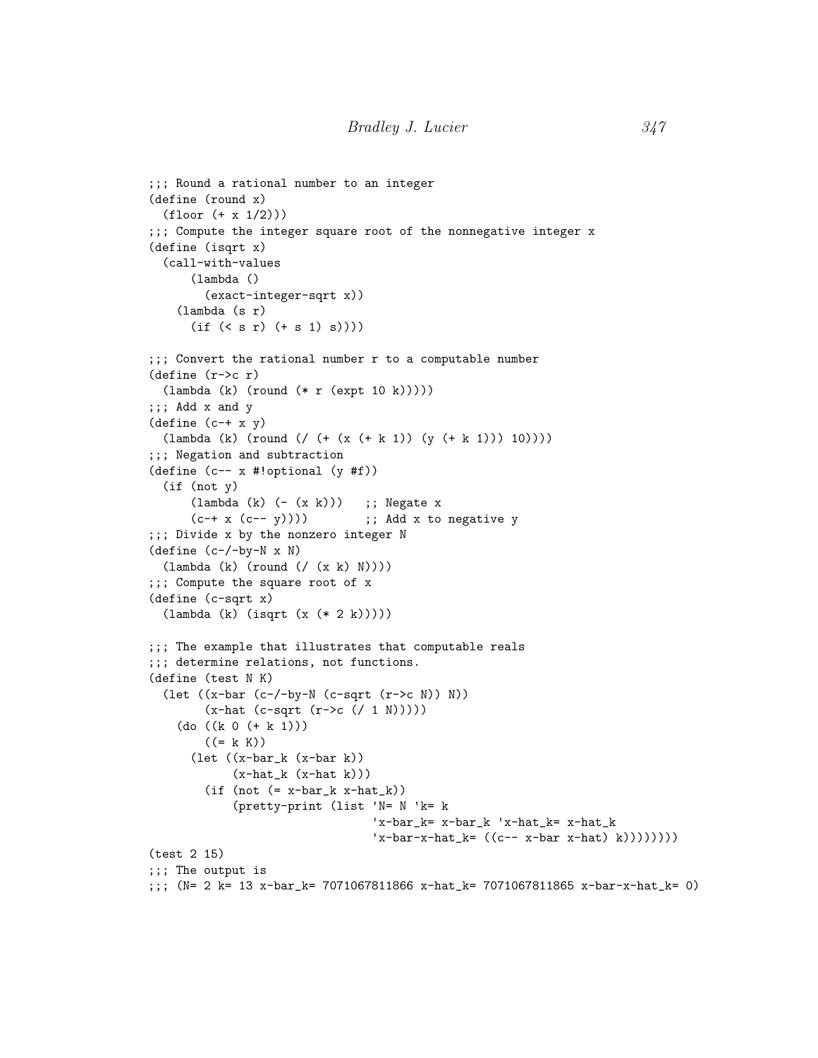```scheme
;;; Round a rational number to an integer
(define (round x)
  (floor (+ x 1/2)))
;;; Compute the integer square root of the nonnegative integer x
(define (isqrt x)
  (call-with-values
      (lambda ()
        (exact-integer-sqrt x))
    (lambda (s r)
      (if (< s r) (+ s 1) s))))

;;; Convert the rational number r to a computable number
(define (r->c r)
  (lambda (k) (round (* r (expt 10 k)))))
;;; Add x and y
(define (c-+ x y)
  (lambda (k) (round (/ (+ (x (+ k 1)) (y (+ k 1))) 10))))
;;; Negation and subtraction
(define (c-- x #!optional (y #f))
  (if (not y)
      (lambda (k) (- (x k)))   ;; Negate x
      (c-+ x (c-- y))))        ;; Add x to negative y
;;; Divide x by the nonzero integer N
(define (c-/-by-N x N)
  (lambda (k) (round (/ (x k) N))))
;;; Compute the square root of x
(define (c-sqrt x)
  (lambda (k) (isqrt (x (* 2 k)))))

;;; The example that illustrates that computable reals
;;; determine relations, not functions.
(define (test N K)
  (let ((x-bar (c-/-by-N (c-sqrt (r->c N)) N))
        (x-hat (c-sqrt (r->c (/ 1 N)))))
    (do ((k 0 (+ k 1)))
        ((= k K))
      (let ((x-bar_k (x-bar k))
            (x-hat_k (x-hat k)))
        (if (not (= x-bar_k x-hat_k))
            (pretty-print (list 'N= N 'k= k
                                'x-bar_k= x-bar_k 'x-hat_k= x-hat_k
                                'x-bar-x-hat_k= ((c-- x-bar x-hat) k))))))))
(test 2 15)
;;; The output is
;;; (N= 2 k= 13 x-bar_k= 7071067811866 x-hat_k= 7071067811865 x-bar-x-hat_k= 0)
```